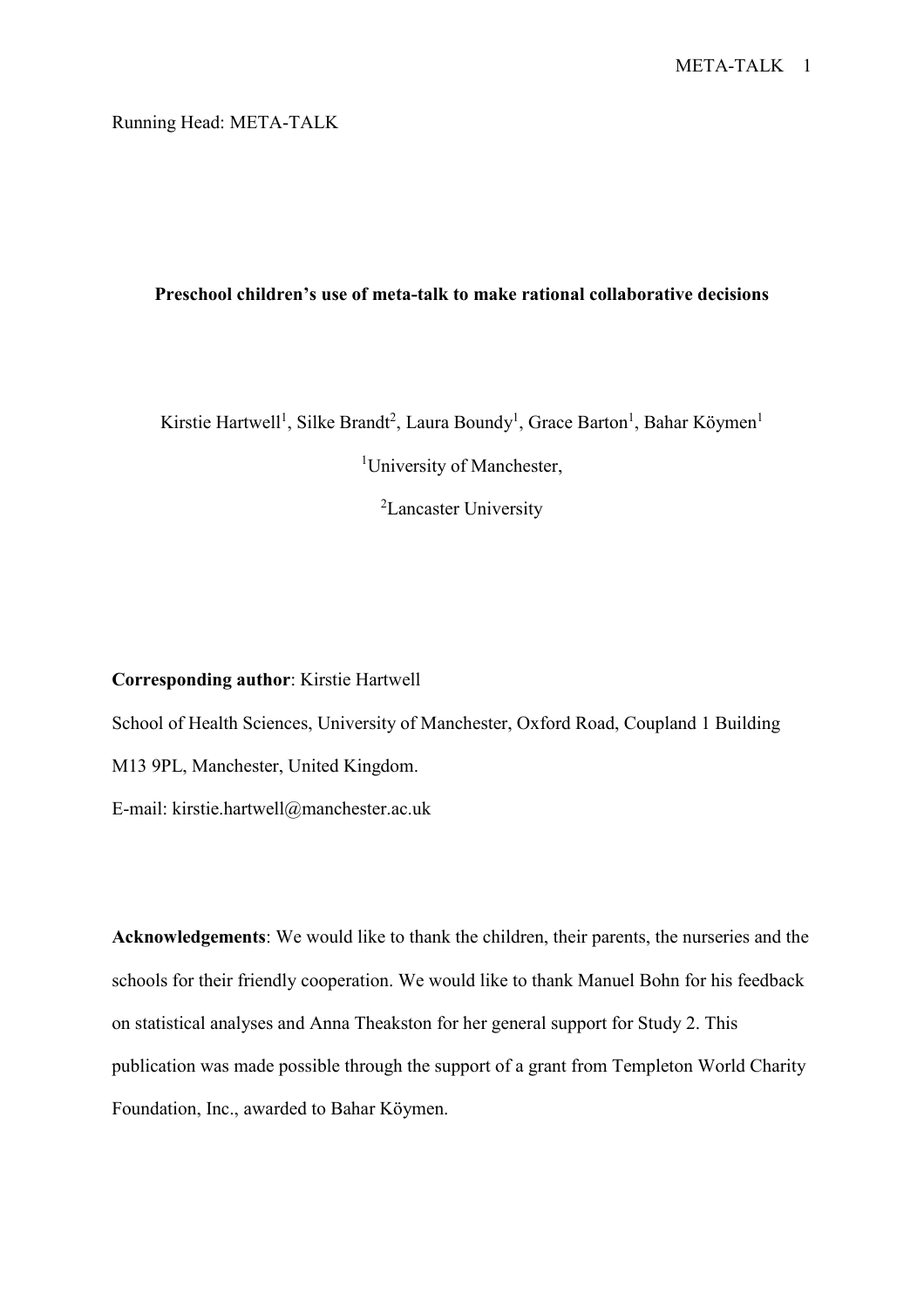Running Head: META-TALK

# Preschool children's use of meta-talk to make rational collaborative decisions

Kirstie Hartwell[1], Silke Brandt[2], Laura Boundy[1], Grace Barton[1], Bahar Köymen[1]

[1]University of Manchester,

[2]Lancaster University

**Corresponding author**: Kirstie Hartwell

School of Health Sciences, University of Manchester, Oxford Road, Coupland 1 Building

M13 9PL, Manchester, United Kingdom.

E-mail: kirstie.hartwell@manchester.ac.uk

**Acknowledgements**: We would like to thank the children, their parents, the nurseries and the schools for their friendly cooperation. We would like to thank Manuel Bohn for his feedback on statistical analyses and Anna Theakston for her general support for Study 2. This publication was made possible through the support of a grant from Templeton World Charity Foundation, Inc., awarded to Bahar Köymen.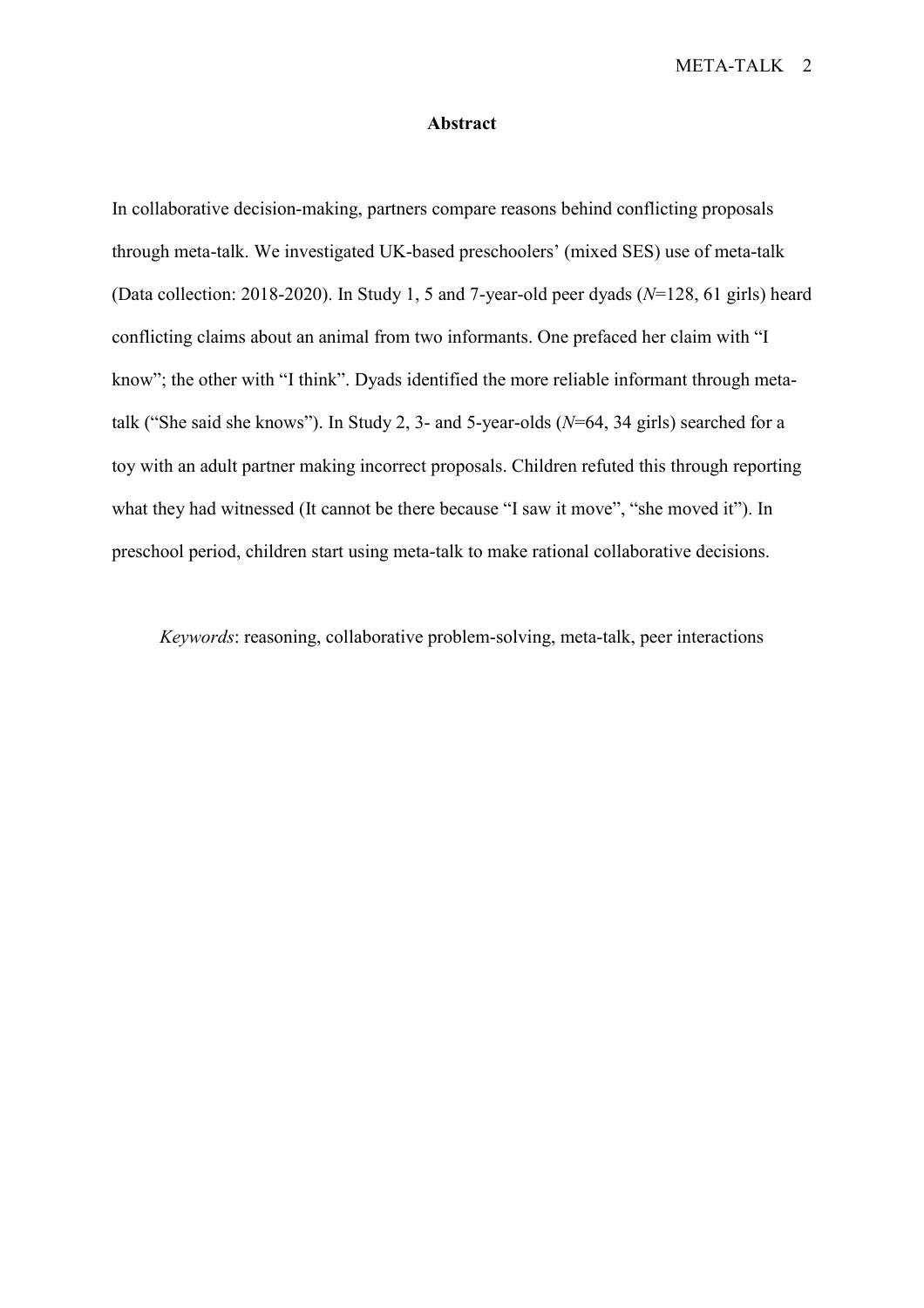## Abstract

In collaborative decision-making, partners compare reasons behind conflicting proposals through meta-talk. We investigated UK-based preschoolers' (mixed SES) use of meta-talk (Data collection: 2018-2020). In Study 1, 5 and 7-year-old peer dyads (*N*=128, 61 girls) heard conflicting claims about an animal from two informants. One prefaced her claim with "I know"; the other with "I think". Dyads identified the more reliable informant through meta-talk ("She said she knows"). In Study 2, 3- and 5-year-olds (*N*=64, 34 girls) searched for a toy with an adult partner making incorrect proposals. Children refuted this through reporting what they had witnessed (It cannot be there because "I saw it move", "she moved it"). In preschool period, children start using meta-talk to make rational collaborative decisions.

*Keywords*: reasoning, collaborative problem-solving, meta-talk, peer interactions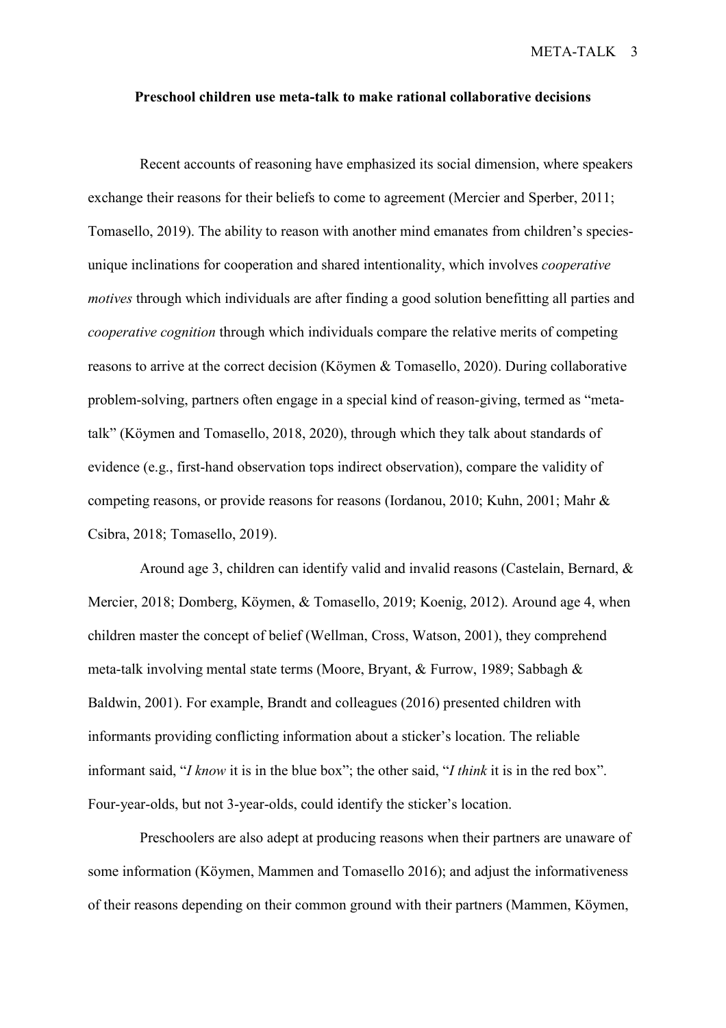**Preschool children use meta-talk to make rational collaborative decisions**

Recent accounts of reasoning have emphasized its social dimension, where speakers exchange their reasons for their beliefs to come to agreement (Mercier and Sperber, 2011; Tomasello, 2019). The ability to reason with another mind emanates from children's species-unique inclinations for cooperation and shared intentionality, which involves *cooperative motives* through which individuals are after finding a good solution benefitting all parties and *cooperative cognition* through which individuals compare the relative merits of competing reasons to arrive at the correct decision (Köymen & Tomasello, 2020). During collaborative problem-solving, partners often engage in a special kind of reason-giving, termed as "meta-talk" (Köymen and Tomasello, 2018, 2020), through which they talk about standards of evidence (e.g., first-hand observation tops indirect observation), compare the validity of competing reasons, or provide reasons for reasons (Iordanou, 2010; Kuhn, 2001; Mahr & Csibra, 2018; Tomasello, 2019).

Around age 3, children can identify valid and invalid reasons (Castelain, Bernard, & Mercier, 2018; Domberg, Köymen, & Tomasello, 2019; Koenig, 2012). Around age 4, when children master the concept of belief (Wellman, Cross, Watson, 2001), they comprehend meta-talk involving mental state terms (Moore, Bryant, & Furrow, 1989; Sabbagh & Baldwin, 2001). For example, Brandt and colleagues (2016) presented children with informants providing conflicting information about a sticker's location. The reliable informant said, "*I know* it is in the blue box"; the other said, "*I think* it is in the red box". Four-year-olds, but not 3-year-olds, could identify the sticker's location.

Preschoolers are also adept at producing reasons when their partners are unaware of some information (Köymen, Mammen and Tomasello 2016); and adjust the informativeness of their reasons depending on their common ground with their partners (Mammen, Köymen,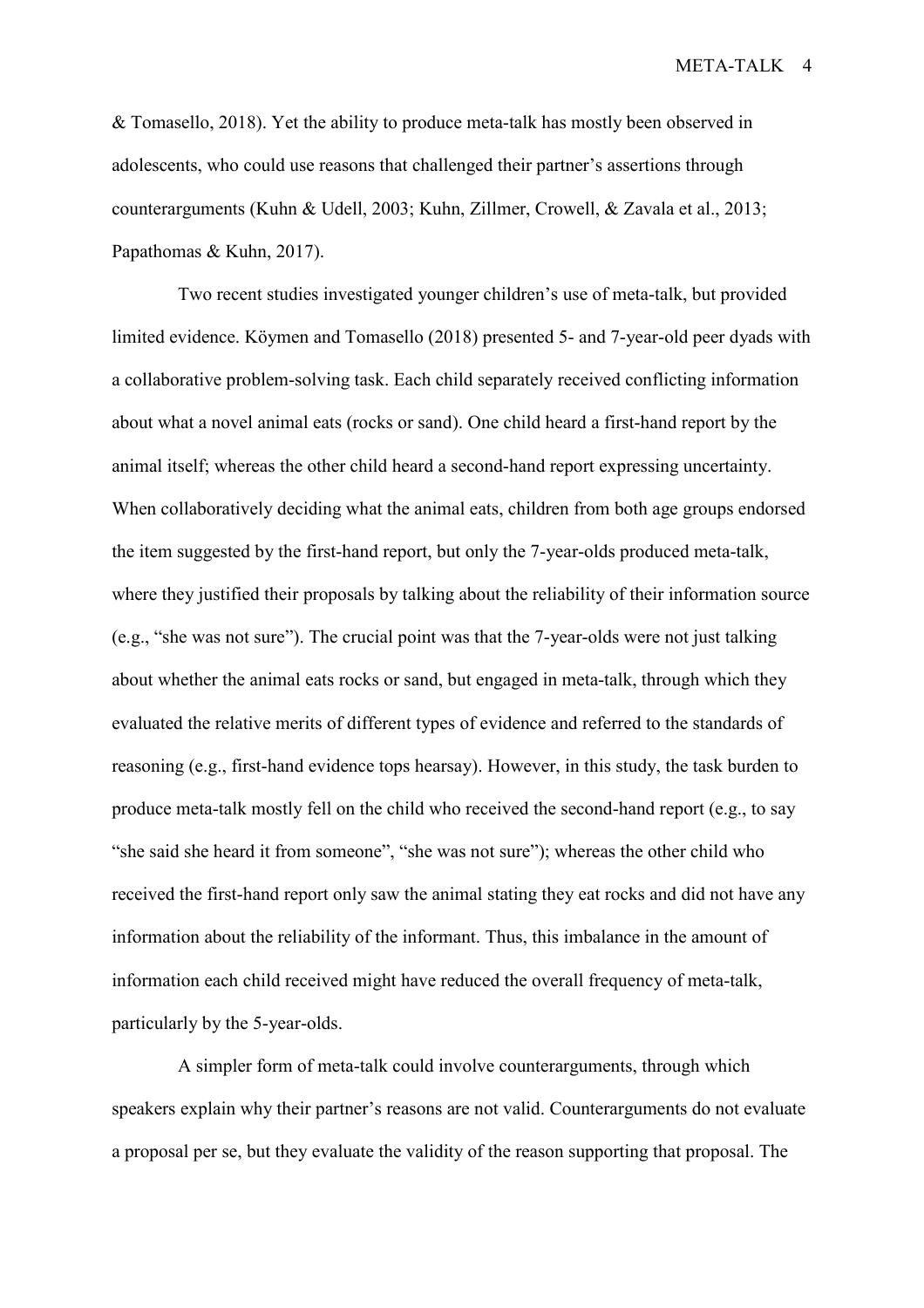& Tomasello, 2018). Yet the ability to produce meta-talk has mostly been observed in adolescents, who could use reasons that challenged their partner's assertions through counterarguments (Kuhn & Udell, 2003; Kuhn, Zillmer, Crowell, & Zavala et al., 2013; Papathomas & Kuhn, 2017).

Two recent studies investigated younger children's use of meta-talk, but provided limited evidence. Köymen and Tomasello (2018) presented 5- and 7-year-old peer dyads with a collaborative problem-solving task. Each child separately received conflicting information about what a novel animal eats (rocks or sand). One child heard a first-hand report by the animal itself; whereas the other child heard a second-hand report expressing uncertainty. When collaboratively deciding what the animal eats, children from both age groups endorsed the item suggested by the first-hand report, but only the 7-year-olds produced meta-talk, where they justified their proposals by talking about the reliability of their information source (e.g., "she was not sure"). The crucial point was that the 7-year-olds were not just talking about whether the animal eats rocks or sand, but engaged in meta-talk, through which they evaluated the relative merits of different types of evidence and referred to the standards of reasoning (e.g., first-hand evidence tops hearsay). However, in this study, the task burden to produce meta-talk mostly fell on the child who received the second-hand report (e.g., to say "she said she heard it from someone", "she was not sure"); whereas the other child who received the first-hand report only saw the animal stating they eat rocks and did not have any information about the reliability of the informant. Thus, this imbalance in the amount of information each child received might have reduced the overall frequency of meta-talk, particularly by the 5-year-olds.

A simpler form of meta-talk could involve counterarguments, through which speakers explain why their partner's reasons are not valid. Counterarguments do not evaluate a proposal per se, but they evaluate the validity of the reason supporting that proposal. The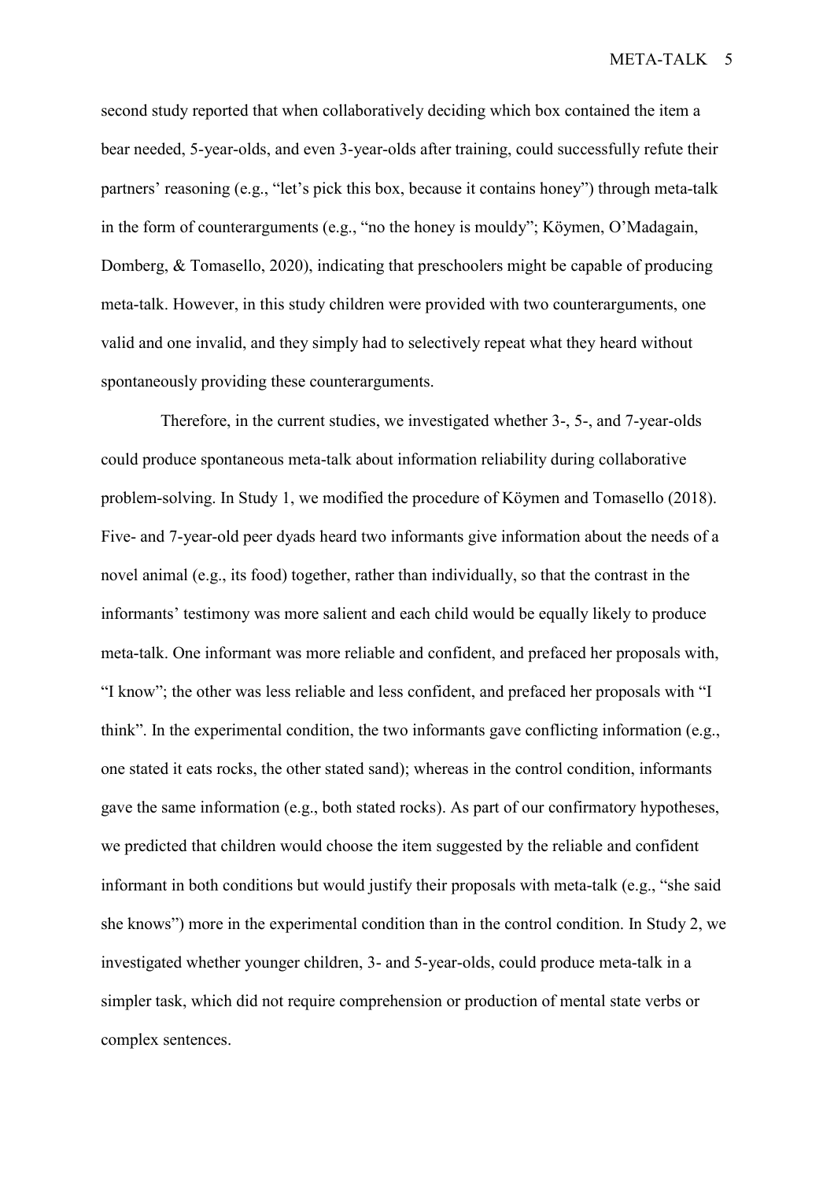second study reported that when collaboratively deciding which box contained the item a bear needed, 5-year-olds, and even 3-year-olds after training, could successfully refute their partners' reasoning (e.g., "let's pick this box, because it contains honey") through meta-talk in the form of counterarguments (e.g., "no the honey is mouldy"; Köymen, O'Madagain, Domberg, & Tomasello, 2020), indicating that preschoolers might be capable of producing meta-talk. However, in this study children were provided with two counterarguments, one valid and one invalid, and they simply had to selectively repeat what they heard without spontaneously providing these counterarguments.

Therefore, in the current studies, we investigated whether 3-, 5-, and 7-year-olds could produce spontaneous meta-talk about information reliability during collaborative problem-solving. In Study 1, we modified the procedure of Köymen and Tomasello (2018). Five- and 7-year-old peer dyads heard two informants give information about the needs of a novel animal (e.g., its food) together, rather than individually, so that the contrast in the informants' testimony was more salient and each child would be equally likely to produce meta-talk. One informant was more reliable and confident, and prefaced her proposals with, "I know"; the other was less reliable and less confident, and prefaced her proposals with "I think". In the experimental condition, the two informants gave conflicting information (e.g., one stated it eats rocks, the other stated sand); whereas in the control condition, informants gave the same information (e.g., both stated rocks). As part of our confirmatory hypotheses, we predicted that children would choose the item suggested by the reliable and confident informant in both conditions but would justify their proposals with meta-talk (e.g., "she said she knows") more in the experimental condition than in the control condition. In Study 2, we investigated whether younger children, 3- and 5-year-olds, could produce meta-talk in a simpler task, which did not require comprehension or production of mental state verbs or complex sentences.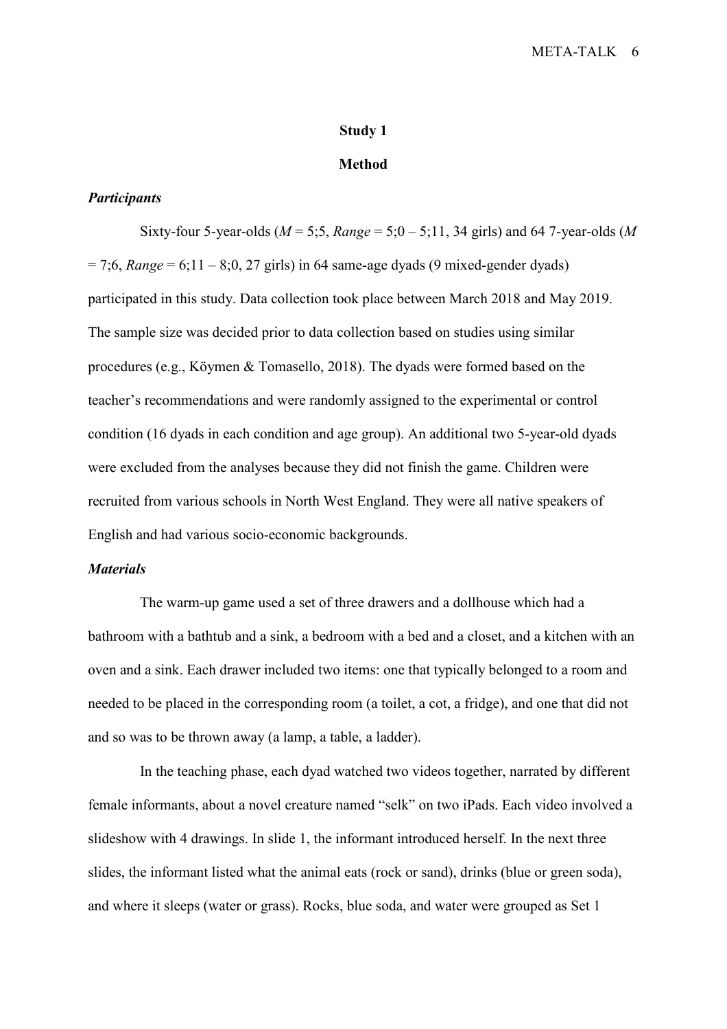## Study 1

### Method

#### *Participants*

Sixty-four 5-year-olds (*M* = 5;5, *Range* = 5;0 – 5;11, 34 girls) and 64 7-year-olds (*M* = 7;6, *Range* = 6;11 – 8;0, 27 girls) in 64 same-age dyads (9 mixed-gender dyads) participated in this study. Data collection took place between March 2018 and May 2019. The sample size was decided prior to data collection based on studies using similar procedures (e.g., Köymen & Tomasello, 2018). The dyads were formed based on the teacher's recommendations and were randomly assigned to the experimental or control condition (16 dyads in each condition and age group). An additional two 5-year-old dyads were excluded from the analyses because they did not finish the game. Children were recruited from various schools in North West England. They were all native speakers of English and had various socio-economic backgrounds.

#### *Materials*

The warm-up game used a set of three drawers and a dollhouse which had a bathroom with a bathtub and a sink, a bedroom with a bed and a closet, and a kitchen with an oven and a sink. Each drawer included two items: one that typically belonged to a room and needed to be placed in the corresponding room (a toilet, a cot, a fridge), and one that did not and so was to be thrown away (a lamp, a table, a ladder).

In the teaching phase, each dyad watched two videos together, narrated by different female informants, about a novel creature named "selk" on two iPads. Each video involved a slideshow with 4 drawings. In slide 1, the informant introduced herself. In the next three slides, the informant listed what the animal eats (rock or sand), drinks (blue or green soda), and where it sleeps (water or grass). Rocks, blue soda, and water were grouped as Set 1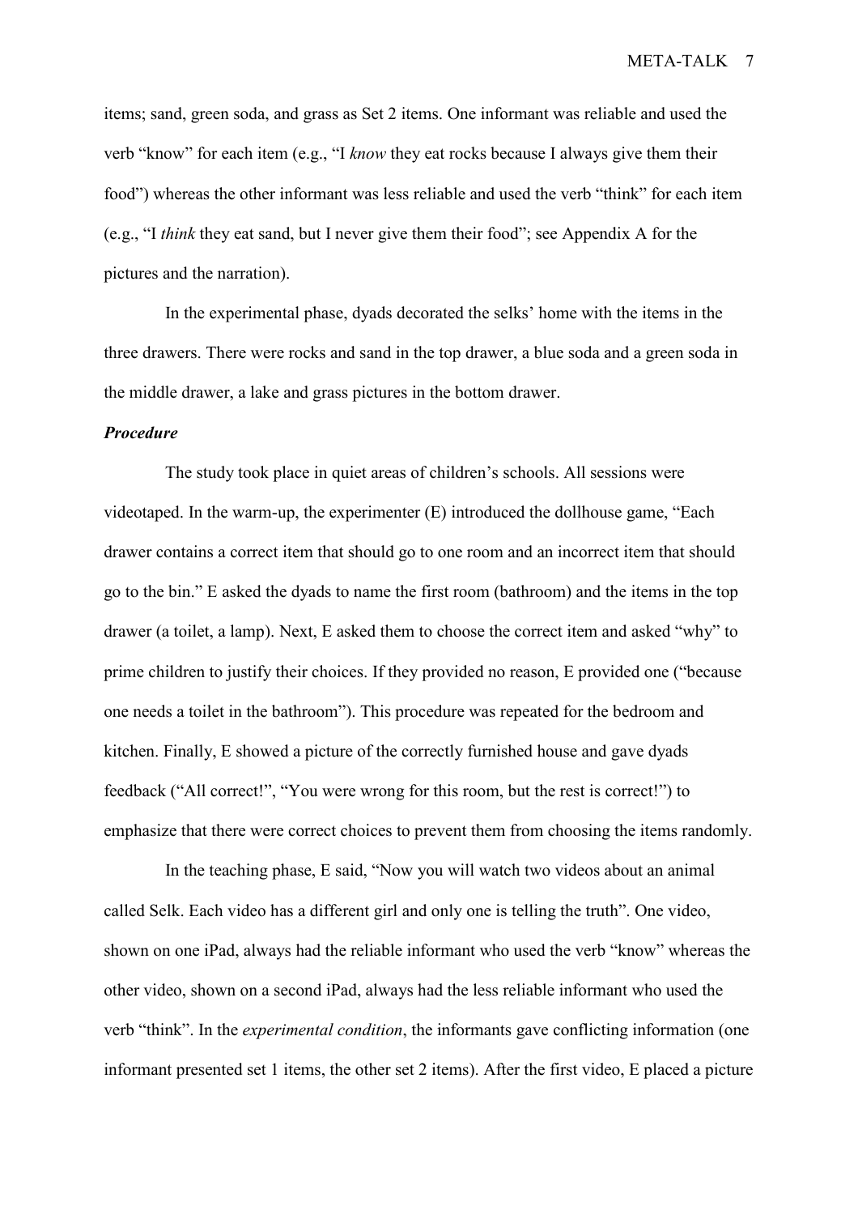items; sand, green soda, and grass as Set 2 items. One informant was reliable and used the verb "know" for each item (e.g., "I *know* they eat rocks because I always give them their food") whereas the other informant was less reliable and used the verb "think" for each item (e.g., "I *think* they eat sand, but I never give them their food"; see Appendix A for the pictures and the narration).

In the experimental phase, dyads decorated the selks' home with the items in the three drawers. There were rocks and sand in the top drawer, a blue soda and a green soda in the middle drawer, a lake and grass pictures in the bottom drawer.

### ***Procedure***

The study took place in quiet areas of children's schools. All sessions were videotaped. In the warm-up, the experimenter (E) introduced the dollhouse game, "Each drawer contains a correct item that should go to one room and an incorrect item that should go to the bin." E asked the dyads to name the first room (bathroom) and the items in the top drawer (a toilet, a lamp). Next, E asked them to choose the correct item and asked "why" to prime children to justify their choices. If they provided no reason, E provided one ("because one needs a toilet in the bathroom"). This procedure was repeated for the bedroom and kitchen. Finally, E showed a picture of the correctly furnished house and gave dyads feedback ("All correct!", "You were wrong for this room, but the rest is correct!") to emphasize that there were correct choices to prevent them from choosing the items randomly.

In the teaching phase, E said, "Now you will watch two videos about an animal called Selk. Each video has a different girl and only one is telling the truth". One video, shown on one iPad, always had the reliable informant who used the verb "know" whereas the other video, shown on a second iPad, always had the less reliable informant who used the verb "think". In the *experimental condition*, the informants gave conflicting information (one informant presented set 1 items, the other set 2 items). After the first video, E placed a picture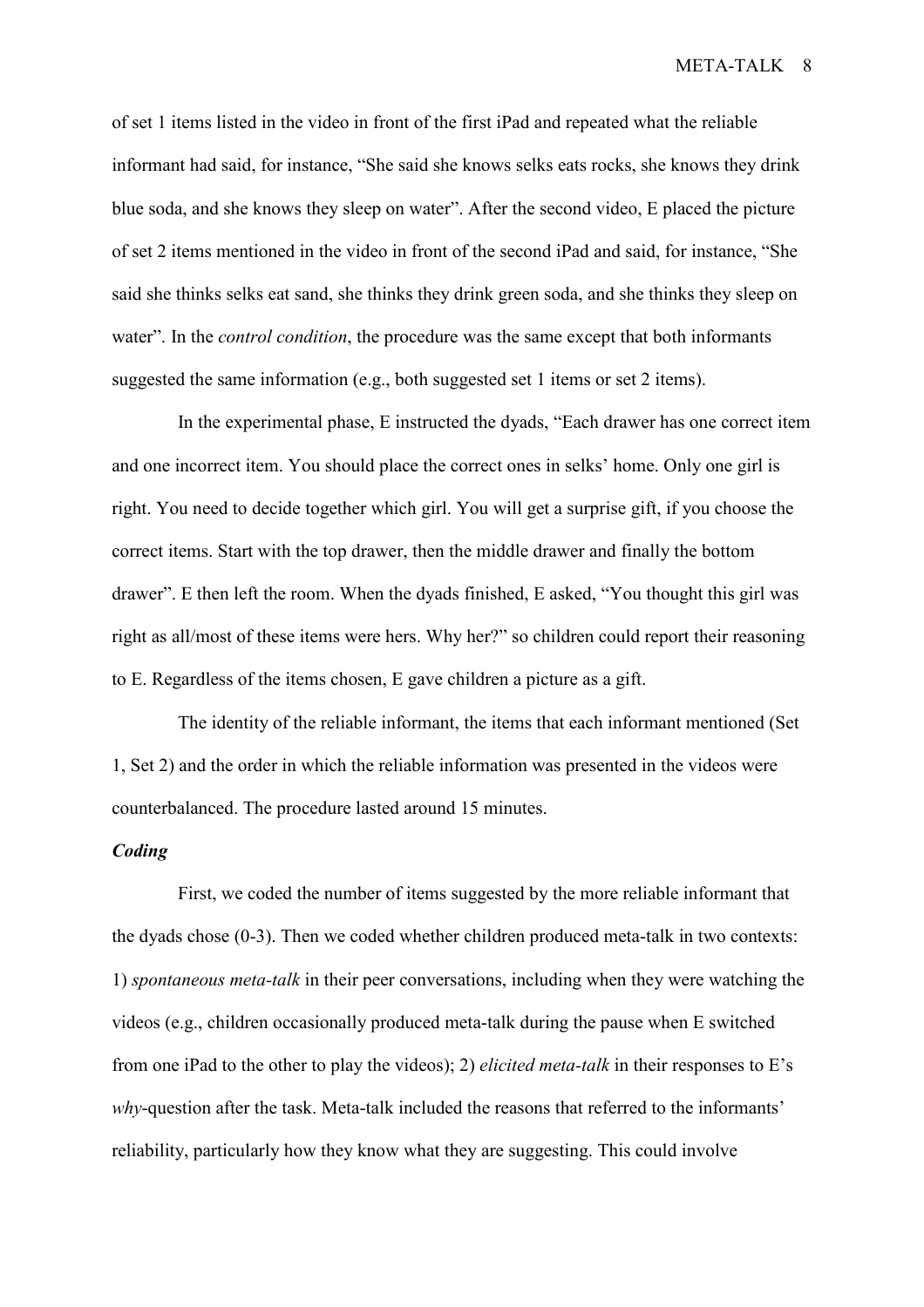of set 1 items listed in the video in front of the first iPad and repeated what the reliable informant had said, for instance, “She said she knows selks eats rocks, she knows they drink blue soda, and she knows they sleep on water”. After the second video, E placed the picture of set 2 items mentioned in the video in front of the second iPad and said, for instance, “She said she thinks selks eat sand, she thinks they drink green soda, and she thinks they sleep on water”. In the *control condition*, the procedure was the same except that both informants suggested the same information (e.g., both suggested set 1 items or set 2 items).

In the experimental phase, E instructed the dyads, “Each drawer has one correct item and one incorrect item. You should place the correct ones in selks’ home. Only one girl is right. You need to decide together which girl. You will get a surprise gift, if you choose the correct items. Start with the top drawer, then the middle drawer and finally the bottom drawer”. E then left the room. When the dyads finished, E asked, “You thought this girl was right as all/most of these items were hers. Why her?” so children could report their reasoning to E. Regardless of the items chosen, E gave children a picture as a gift.

The identity of the reliable informant, the items that each informant mentioned (Set 1, Set 2) and the order in which the reliable information was presented in the videos were counterbalanced. The procedure lasted around 15 minutes.

### *Coding*

First, we coded the number of items suggested by the more reliable informant that the dyads chose (0-3). Then we coded whether children produced meta-talk in two contexts: 1) *spontaneous meta-talk* in their peer conversations, including when they were watching the videos (e.g., children occasionally produced meta-talk during the pause when E switched from one iPad to the other to play the videos); 2) *elicited meta-talk* in their responses to E’s *why*-question after the task. Meta-talk included the reasons that referred to the informants’ reliability, particularly how they know what they are suggesting. This could involve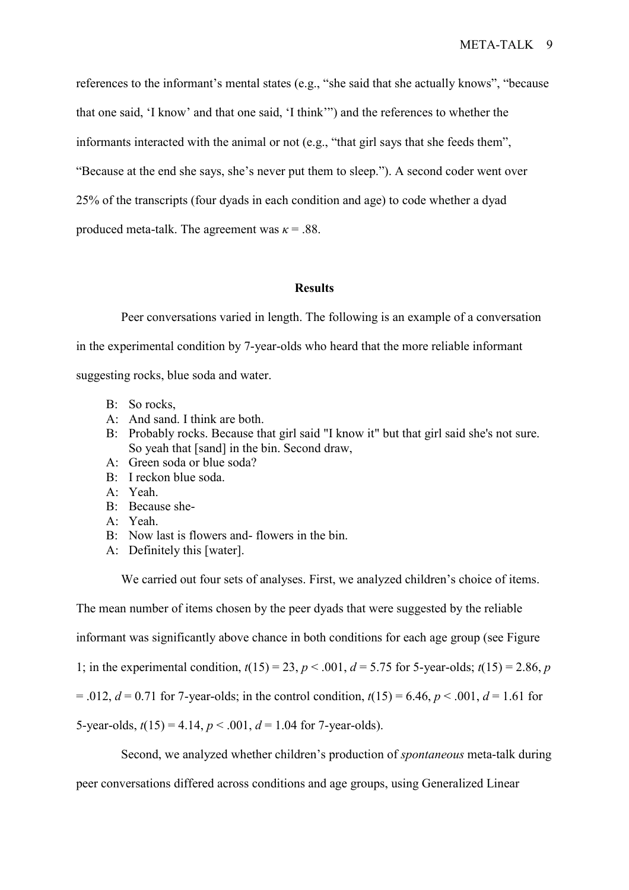references to the informant's mental states (e.g., "she said that she actually knows", "because that one said, 'I know' and that one said, 'I think'") and the references to whether the informants interacted with the animal or not (e.g., "that girl says that she feeds them", "Because at the end she says, she's never put them to sleep."). A second coder went over 25% of the transcripts (four dyads in each condition and age) to code whether a dyad produced meta-talk. The agreement was $\kappa = .88$.

## Results

Peer conversations varied in length. The following is an example of a conversation in the experimental condition by 7-year-olds who heard that the more reliable informant suggesting rocks, blue soda and water.

B: So rocks,
A: And sand. I think are both.
B: Probably rocks. Because that girl said "I know it" but that girl said she's not sure. So yeah that [sand] in the bin. Second draw,
A: Green soda or blue soda?
B: I reckon blue soda.
A: Yeah.
B: Because she-
A: Yeah.
B: Now last is flowers and- flowers in the bin.
A: Definitely this [water].

We carried out four sets of analyses. First, we analyzed children's choice of items. The mean number of items chosen by the peer dyads that were suggested by the reliable informant was significantly above chance in both conditions for each age group (see Figure 1; in the experimental condition, $t(15) = 23$, $p < .001$, $d = 5.75$ for 5-year-olds; $t(15) = 2.86$, $p = .012$, $d = 0.71$ for 7-year-olds; in the control condition, $t(15) = 6.46$, $p < .001$, $d = 1.61$ for 5-year-olds, $t(15) = 4.14$, $p < .001$, $d = 1.04$ for 7-year-olds).

Second, we analyzed whether children's production of *spontaneous* meta-talk during peer conversations differed across conditions and age groups, using Generalized Linear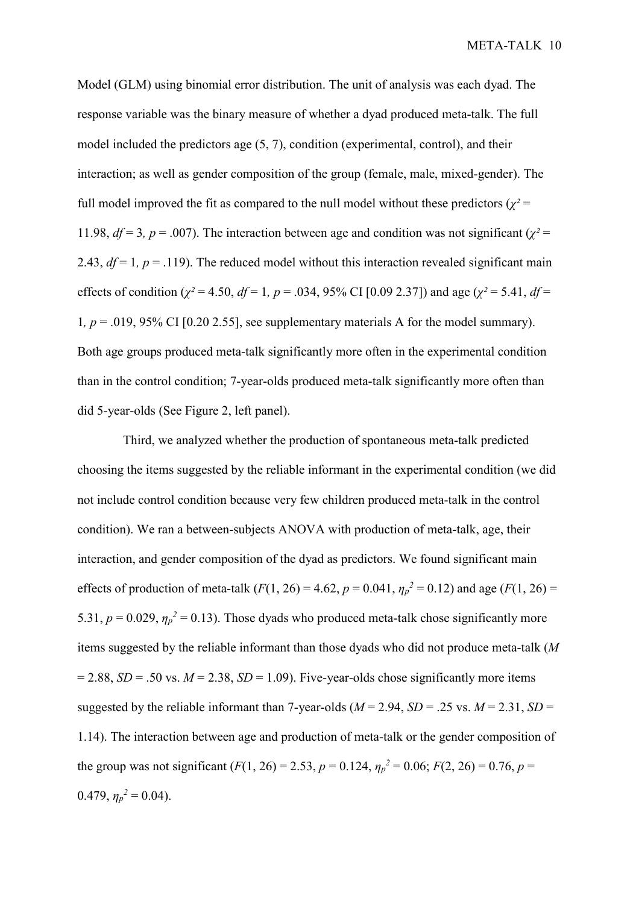Model (GLM) using binomial error distribution. The unit of analysis was each dyad. The response variable was the binary measure of whether a dyad produced meta-talk. The full model included the predictors age (5, 7), condition (experimental, control), and their interaction; as well as gender composition of the group (female, male, mixed-gender). The full model improved the fit as compared to the null model without these predictors ($\chi^2$ = 11.98, $df$ = 3, $p$ = .007). The interaction between age and condition was not significant ($\chi^2$ = 2.43, $df$ = 1, $p$ = .119). The reduced model without this interaction revealed significant main effects of condition ($\chi^2$ = 4.50, $df$ = 1, $p$ = .034, 95% CI [0.09 2.37]) and age ($\chi^2$ = 5.41, $df$ = 1, $p$ = .019, 95% CI [0.20 2.55], see supplementary materials A for the model summary). Both age groups produced meta-talk significantly more often in the experimental condition than in the control condition; 7-year-olds produced meta-talk significantly more often than did 5-year-olds (See Figure 2, left panel).

Third, we analyzed whether the production of spontaneous meta-talk predicted choosing the items suggested by the reliable informant in the experimental condition (we did not include control condition because very few children produced meta-talk in the control condition). We ran a between-subjects ANOVA with production of meta-talk, age, their interaction, and gender composition of the dyad as predictors. We found significant main effects of production of meta-talk ($F(1, 26)$ = 4.62, $p$ = 0.041, $\eta_p^2$ = 0.12) and age ($F(1, 26)$ = 5.31, $p$ = 0.029, $\eta_p^2$ = 0.13). Those dyads who produced meta-talk chose significantly more items suggested by the reliable informant than those dyads who did not produce meta-talk ($M$ = 2.88, $SD$ = .50 vs. $M$ = 2.38, $SD$ = 1.09). Five-year-olds chose significantly more items suggested by the reliable informant than 7-year-olds ($M$ = 2.94, $SD$ = .25 vs. $M$ = 2.31, $SD$ = 1.14). The interaction between age and production of meta-talk or the gender composition of the group was not significant ($F(1, 26)$ = 2.53, $p$ = 0.124, $\eta_p^2$ = 0.06; $F(2, 26)$ = 0.76, $p$ = 0.479, $\eta_p^2$ = 0.04).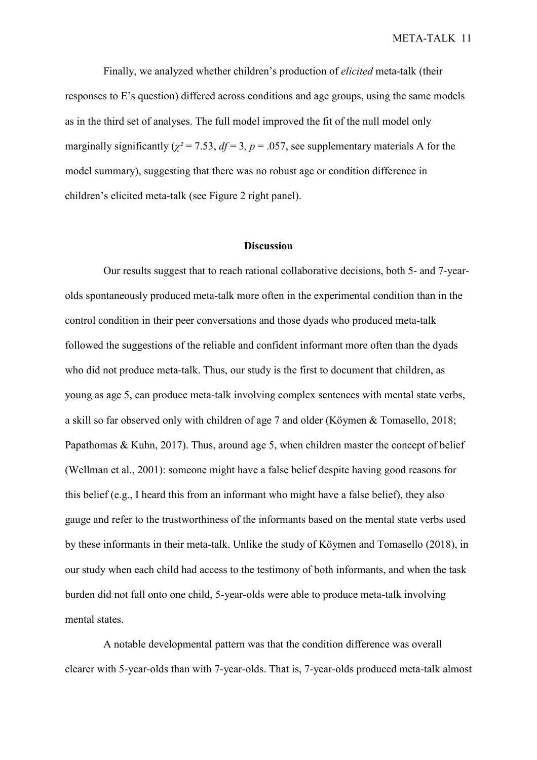Finally, we analyzed whether children's production of *elicited* meta-talk (their responses to E's question) differed across conditions and age groups, using the same models as in the third set of analyses. The full model improved the fit of the null model only marginally significantly ($\chi^2 = 7.53$, $df = 3$, $p = .057$, see supplementary materials A for the model summary), suggesting that there was no robust age or condition difference in children's elicited meta-talk (see Figure 2 right panel).

## Discussion

Our results suggest that to reach rational collaborative decisions, both 5- and 7-year-olds spontaneously produced meta-talk more often in the experimental condition than in the control condition in their peer conversations and those dyads who produced meta-talk followed the suggestions of the reliable and confident informant more often than the dyads who did not produce meta-talk. Thus, our study is the first to document that children, as young as age 5, can produce meta-talk involving complex sentences with mental state verbs, a skill so far observed only with children of age 7 and older (Köymen & Tomasello, 2018; Papathomas & Kuhn, 2017). Thus, around age 5, when children master the concept of belief (Wellman et al., 2001): someone might have a false belief despite having good reasons for this belief (e.g., I heard this from an informant who might have a false belief), they also gauge and refer to the trustworthiness of the informants based on the mental state verbs used by these informants in their meta-talk. Unlike the study of Köymen and Tomasello (2018), in our study when each child had access to the testimony of both informants, and when the task burden did not fall onto one child, 5-year-olds were able to produce meta-talk involving mental states.

A notable developmental pattern was that the condition difference was overall clearer with 5-year-olds than with 7-year-olds. That is, 7-year-olds produced meta-talk almost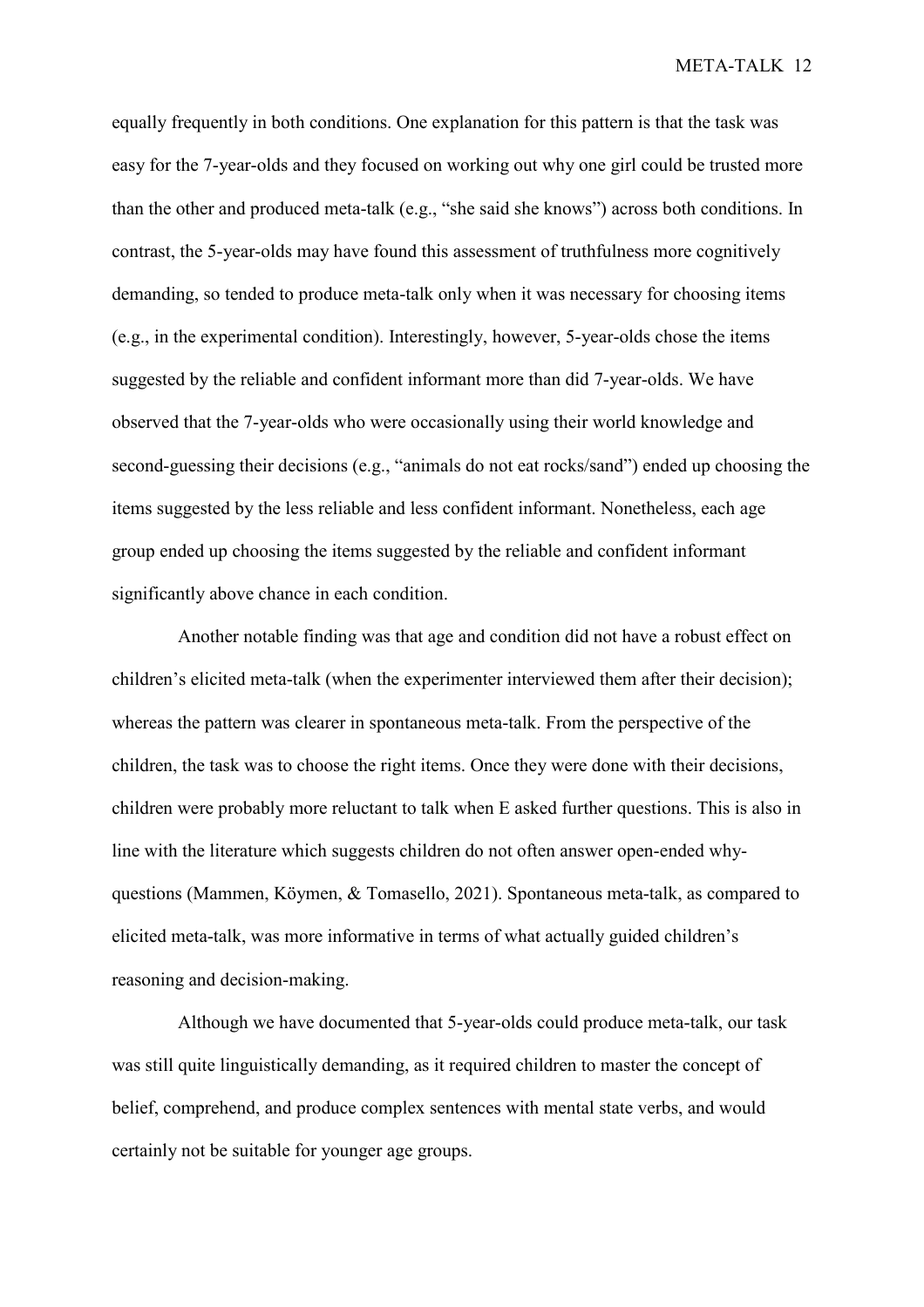equally frequently in both conditions. One explanation for this pattern is that the task was easy for the 7-year-olds and they focused on working out why one girl could be trusted more than the other and produced meta-talk (e.g., "she said she knows") across both conditions. In contrast, the 5-year-olds may have found this assessment of truthfulness more cognitively demanding, so tended to produce meta-talk only when it was necessary for choosing items (e.g., in the experimental condition). Interestingly, however, 5-year-olds chose the items suggested by the reliable and confident informant more than did 7-year-olds. We have observed that the 7-year-olds who were occasionally using their world knowledge and second-guessing their decisions (e.g., "animals do not eat rocks/sand") ended up choosing the items suggested by the less reliable and less confident informant. Nonetheless, each age group ended up choosing the items suggested by the reliable and confident informant significantly above chance in each condition.

Another notable finding was that age and condition did not have a robust effect on children's elicited meta-talk (when the experimenter interviewed them after their decision); whereas the pattern was clearer in spontaneous meta-talk. From the perspective of the children, the task was to choose the right items. Once they were done with their decisions, children were probably more reluctant to talk when E asked further questions. This is also in line with the literature which suggests children do not often answer open-ended why-questions (Mammen, Köymen, & Tomasello, 2021). Spontaneous meta-talk, as compared to elicited meta-talk, was more informative in terms of what actually guided children's reasoning and decision-making.

Although we have documented that 5-year-olds could produce meta-talk, our task was still quite linguistically demanding, as it required children to master the concept of belief, comprehend, and produce complex sentences with mental state verbs, and would certainly not be suitable for younger age groups.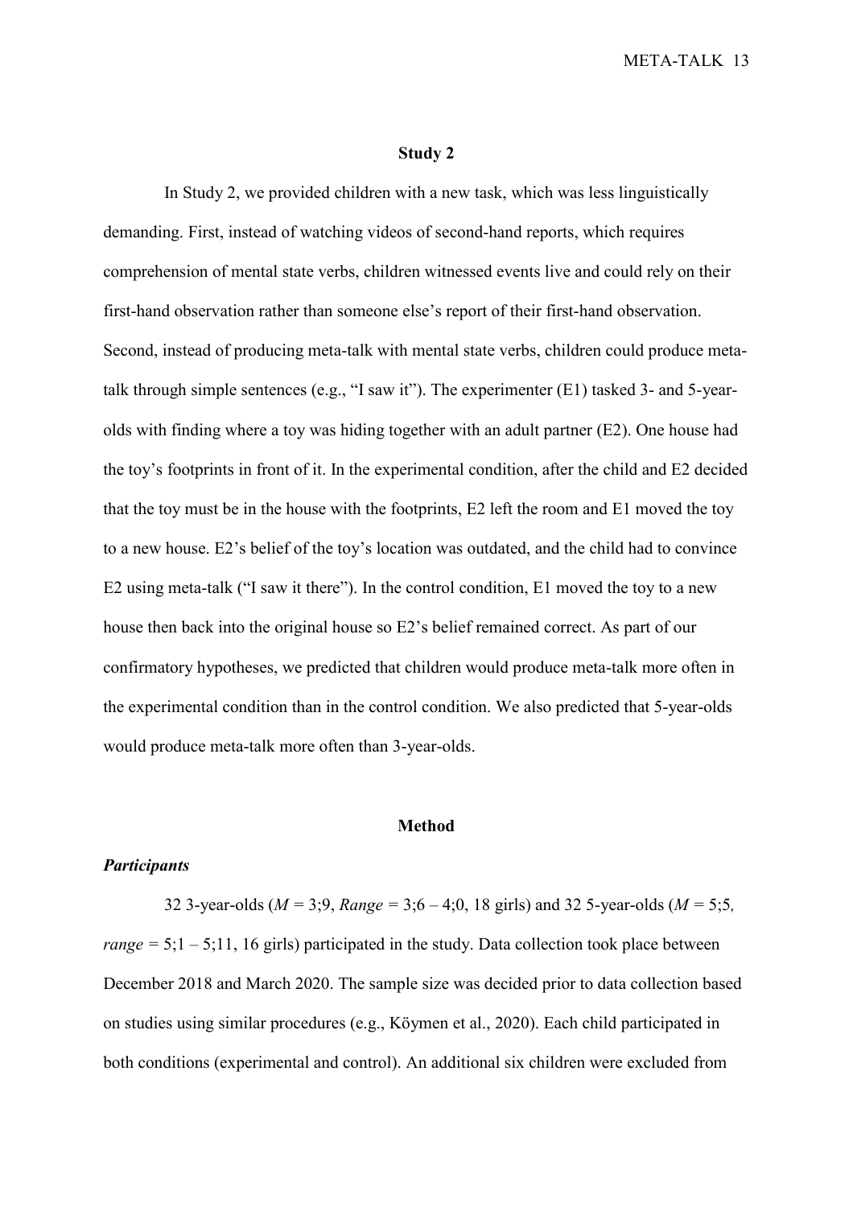## Study 2

In Study 2, we provided children with a new task, which was less linguistically demanding. First, instead of watching videos of second-hand reports, which requires comprehension of mental state verbs, children witnessed events live and could rely on their first-hand observation rather than someone else's report of their first-hand observation. Second, instead of producing meta-talk with mental state verbs, children could produce meta-talk through simple sentences (e.g., "I saw it"). The experimenter (E1) tasked 3- and 5-year-olds with finding where a toy was hiding together with an adult partner (E2). One house had the toy's footprints in front of it. In the experimental condition, after the child and E2 decided that the toy must be in the house with the footprints, E2 left the room and E1 moved the toy to a new house. E2's belief of the toy's location was outdated, and the child had to convince E2 using meta-talk ("I saw it there"). In the control condition, E1 moved the toy to a new house then back into the original house so E2's belief remained correct. As part of our confirmatory hypotheses, we predicted that children would produce meta-talk more often in the experimental condition than in the control condition. We also predicted that 5-year-olds would produce meta-talk more often than 3-year-olds.

## Method

### *Participants*

32 3-year-olds (*M* = 3;9, *Range* = 3;6 – 4;0, 18 girls) and 32 5-year-olds (*M* = 5;5, *range* = 5;1 – 5;11, 16 girls) participated in the study. Data collection took place between December 2018 and March 2020. The sample size was decided prior to data collection based on studies using similar procedures (e.g., Köymen et al., 2020). Each child participated in both conditions (experimental and control). An additional six children were excluded from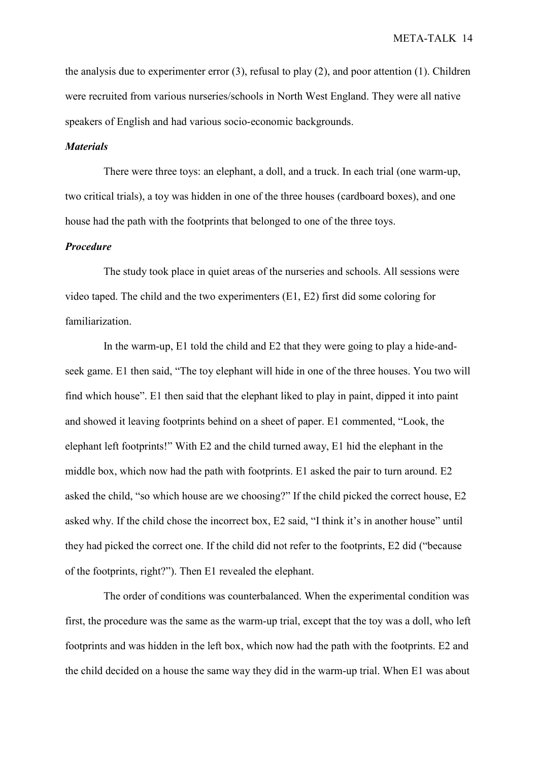the analysis due to experimenter error (3), refusal to play (2), and poor attention (1). Children were recruited from various nurseries/schools in North West England. They were all native speakers of English and had various socio-economic backgrounds.

### *Materials*

There were three toys: an elephant, a doll, and a truck. In each trial (one warm-up, two critical trials), a toy was hidden in one of the three houses (cardboard boxes), and one house had the path with the footprints that belonged to one of the three toys.

### *Procedure*

The study took place in quiet areas of the nurseries and schools. All sessions were video taped. The child and the two experimenters (E1, E2) first did some coloring for familiarization.

In the warm-up, E1 told the child and E2 that they were going to play a hide-and-seek game. E1 then said, "The toy elephant will hide in one of the three houses. You two will find which house". E1 then said that the elephant liked to play in paint, dipped it into paint and showed it leaving footprints behind on a sheet of paper. E1 commented, "Look, the elephant left footprints!" With E2 and the child turned away, E1 hid the elephant in the middle box, which now had the path with footprints. E1 asked the pair to turn around. E2 asked the child, "so which house are we choosing?" If the child picked the correct house, E2 asked why. If the child chose the incorrect box, E2 said, "I think it's in another house" until they had picked the correct one. If the child did not refer to the footprints, E2 did ("because of the footprints, right?"). Then E1 revealed the elephant.

The order of conditions was counterbalanced. When the experimental condition was first, the procedure was the same as the warm-up trial, except that the toy was a doll, who left footprints and was hidden in the left box, which now had the path with the footprints. E2 and the child decided on a house the same way they did in the warm-up trial. When E1 was about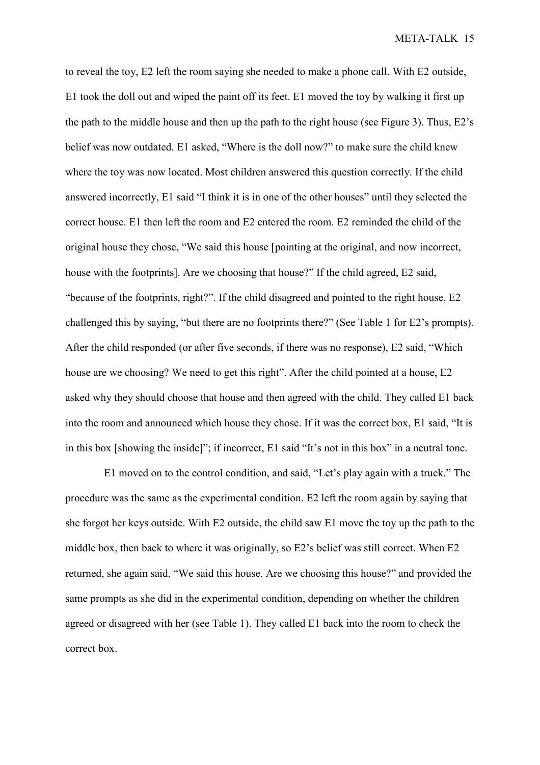to reveal the toy, E2 left the room saying she needed to make a phone call. With E2 outside, E1 took the doll out and wiped the paint off its feet. E1 moved the toy by walking it first up the path to the middle house and then up the path to the right house (see Figure 3). Thus, E2's belief was now outdated. E1 asked, "Where is the doll now?" to make sure the child knew where the toy was now located. Most children answered this question correctly. If the child answered incorrectly, E1 said "I think it is in one of the other houses" until they selected the correct house. E1 then left the room and E2 entered the room. E2 reminded the child of the original house they chose, "We said this house [pointing at the original, and now incorrect, house with the footprints]. Are we choosing that house?" If the child agreed, E2 said, "because of the footprints, right?". If the child disagreed and pointed to the right house, E2 challenged this by saying, "but there are no footprints there?" (See Table 1 for E2's prompts). After the child responded (or after five seconds, if there was no response), E2 said, "Which house are we choosing? We need to get this right". After the child pointed at a house, E2 asked why they should choose that house and then agreed with the child. They called E1 back into the room and announced which house they chose. If it was the correct box, E1 said, "It is in this box [showing the inside]"; if incorrect, E1 said "It's not in this box" in a neutral tone.

E1 moved on to the control condition, and said, "Let's play again with a truck." The procedure was the same as the experimental condition. E2 left the room again by saying that she forgot her keys outside. With E2 outside, the child saw E1 move the toy up the path to the middle box, then back to where it was originally, so E2's belief was still correct. When E2 returned, she again said, "We said this house. Are we choosing this house?" and provided the same prompts as she did in the experimental condition, depending on whether the children agreed or disagreed with her (see Table 1). They called E1 back into the room to check the correct box.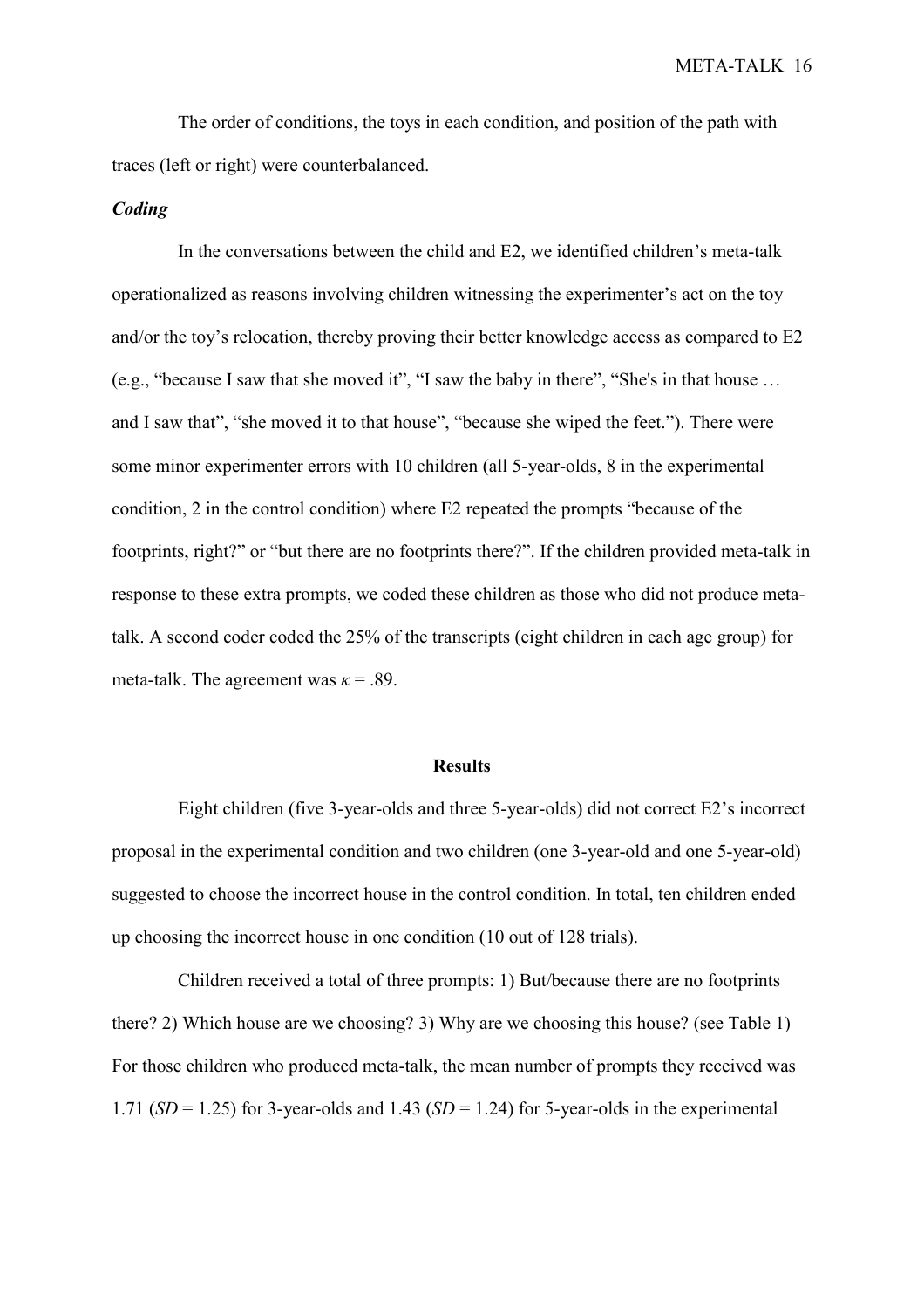The order of conditions, the toys in each condition, and position of the path with traces (left or right) were counterbalanced.

### *Coding*

In the conversations between the child and E2, we identified children's meta-talk operationalized as reasons involving children witnessing the experimenter's act on the toy and/or the toy's relocation, thereby proving their better knowledge access as compared to E2 (e.g., "because I saw that she moved it", "I saw the baby in there", "She's in that house … and I saw that", "she moved it to that house", "because she wiped the feet."). There were some minor experimenter errors with 10 children (all 5-year-olds, 8 in the experimental condition, 2 in the control condition) where E2 repeated the prompts "because of the footprints, right?" or "but there are no footprints there?". If the children provided meta-talk in response to these extra prompts, we coded these children as those who did not produce meta-talk. A second coder coded the 25% of the transcripts (eight children in each age group) for meta-talk. The agreement was $\kappa = .89$.

## Results

Eight children (five 3-year-olds and three 5-year-olds) did not correct E2's incorrect proposal in the experimental condition and two children (one 3-year-old and one 5-year-old) suggested to choose the incorrect house in the control condition. In total, ten children ended up choosing the incorrect house in one condition (10 out of 128 trials).

Children received a total of three prompts: 1) But/because there are no footprints there? 2) Which house are we choosing? 3) Why are we choosing this house? (see Table 1) For those children who produced meta-talk, the mean number of prompts they received was 1.71 (*SD* = 1.25) for 3-year-olds and 1.43 (*SD* = 1.24) for 5-year-olds in the experimental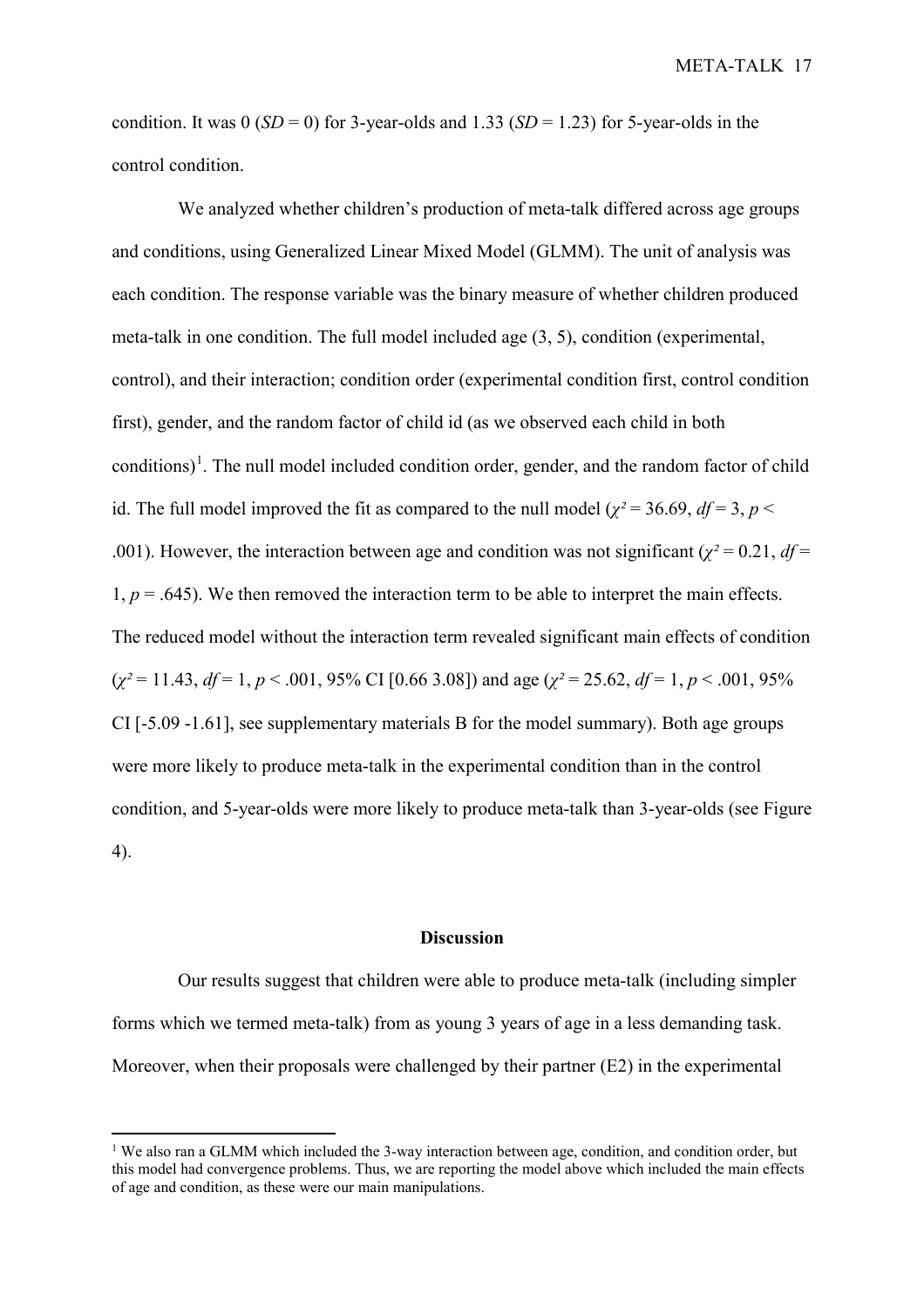condition. It was 0 (*SD* = 0) for 3-year-olds and 1.33 (*SD* = 1.23) for 5-year-olds in the control condition.

We analyzed whether children's production of meta-talk differed across age groups and conditions, using Generalized Linear Mixed Model (GLMM). The unit of analysis was each condition. The response variable was the binary measure of whether children produced meta-talk in one condition. The full model included age (3, 5), condition (experimental, control), and their interaction; condition order (experimental condition first, control condition first), gender, and the random factor of child id (as we observed each child in both conditions)[1]. The null model included condition order, gender, and the random factor of child id. The full model improved the fit as compared to the null model ($\chi^2 = 36.69$, $df = 3$, $p < .001$). However, the interaction between age and condition was not significant ($\chi^2 = 0.21$, $df = 1$, $p = .645$). We then removed the interaction term to be able to interpret the main effects. The reduced model without the interaction term revealed significant main effects of condition ($\chi^2 = 11.43$, $df = 1$, $p < .001$, 95% CI [0.66 3.08]) and age ($\chi^2 = 25.62$, $df = 1$, $p < .001$, 95% CI [-5.09 -1.61], see supplementary materials B for the model summary). Both age groups were more likely to produce meta-talk in the experimental condition than in the control condition, and 5-year-olds were more likely to produce meta-talk than 3-year-olds (see Figure 4).

## Discussion

Our results suggest that children were able to produce meta-talk (including simpler forms which we termed meta-talk) from as young 3 years of age in a less demanding task. Moreover, when their proposals were challenged by their partner (E2) in the experimental

[1] We also ran a GLMM which included the 3-way interaction between age, condition, and condition order, but this model had convergence problems. Thus, we are reporting the model above which included the main effects of age and condition, as these were our main manipulations.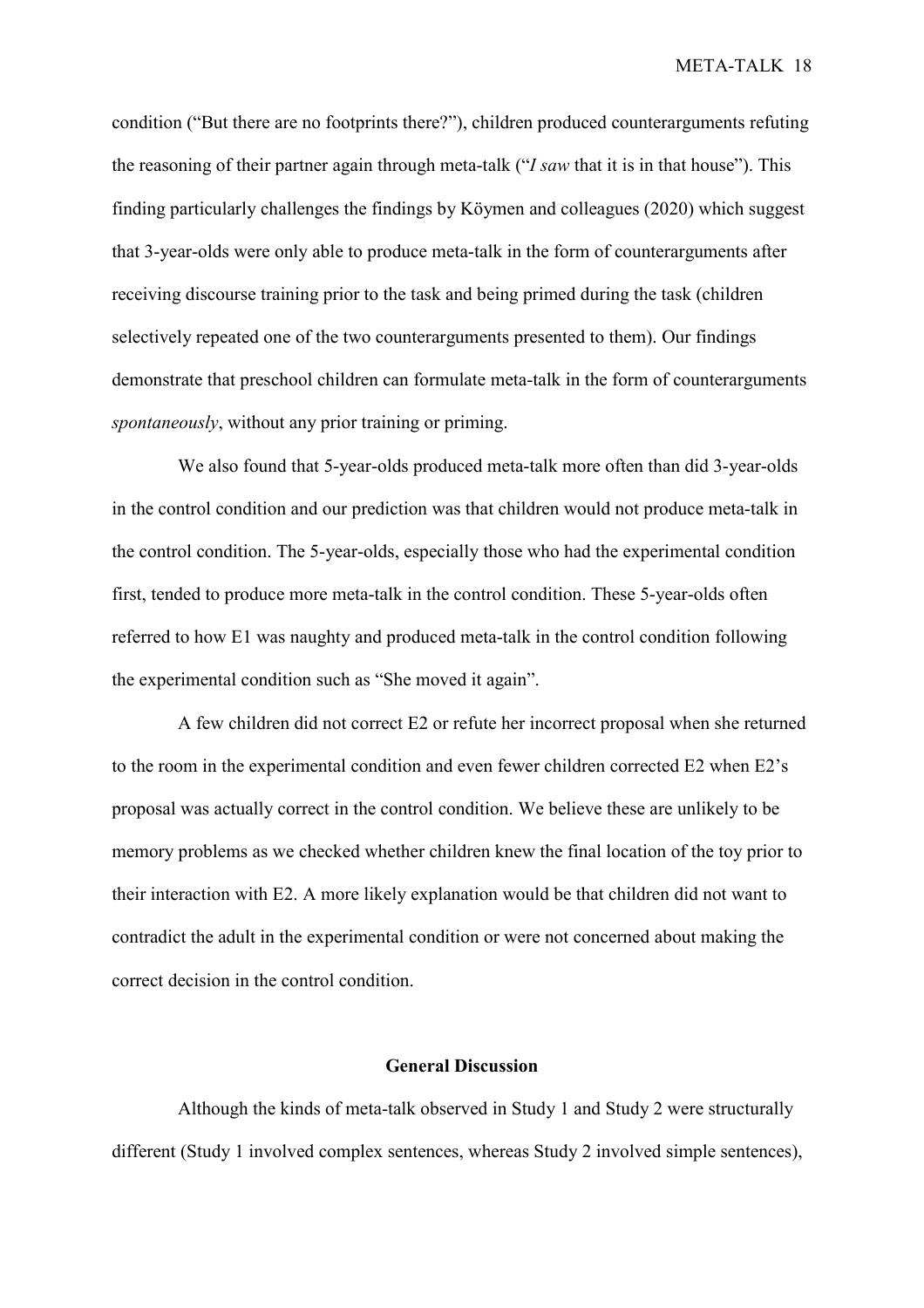condition (“But there are no footprints there?”), children produced counterarguments refuting the reasoning of their partner again through meta-talk (“*I saw* that it is in that house”). This finding particularly challenges the findings by Köymen and colleagues (2020) which suggest that 3-year-olds were only able to produce meta-talk in the form of counterarguments after receiving discourse training prior to the task and being primed during the task (children selectively repeated one of the two counterarguments presented to them). Our findings demonstrate that preschool children can formulate meta-talk in the form of counterarguments *spontaneously*, without any prior training or priming.

We also found that 5-year-olds produced meta-talk more often than did 3-year-olds in the control condition and our prediction was that children would not produce meta-talk in the control condition. The 5-year-olds, especially those who had the experimental condition first, tended to produce more meta-talk in the control condition. These 5-year-olds often referred to how E1 was naughty and produced meta-talk in the control condition following the experimental condition such as “She moved it again”.

A few children did not correct E2 or refute her incorrect proposal when she returned to the room in the experimental condition and even fewer children corrected E2 when E2’s proposal was actually correct in the control condition. We believe these are unlikely to be memory problems as we checked whether children knew the final location of the toy prior to their interaction with E2. A more likely explanation would be that children did not want to contradict the adult in the experimental condition or were not concerned about making the correct decision in the control condition.

## General Discussion

Although the kinds of meta-talk observed in Study 1 and Study 2 were structurally different (Study 1 involved complex sentences, whereas Study 2 involved simple sentences),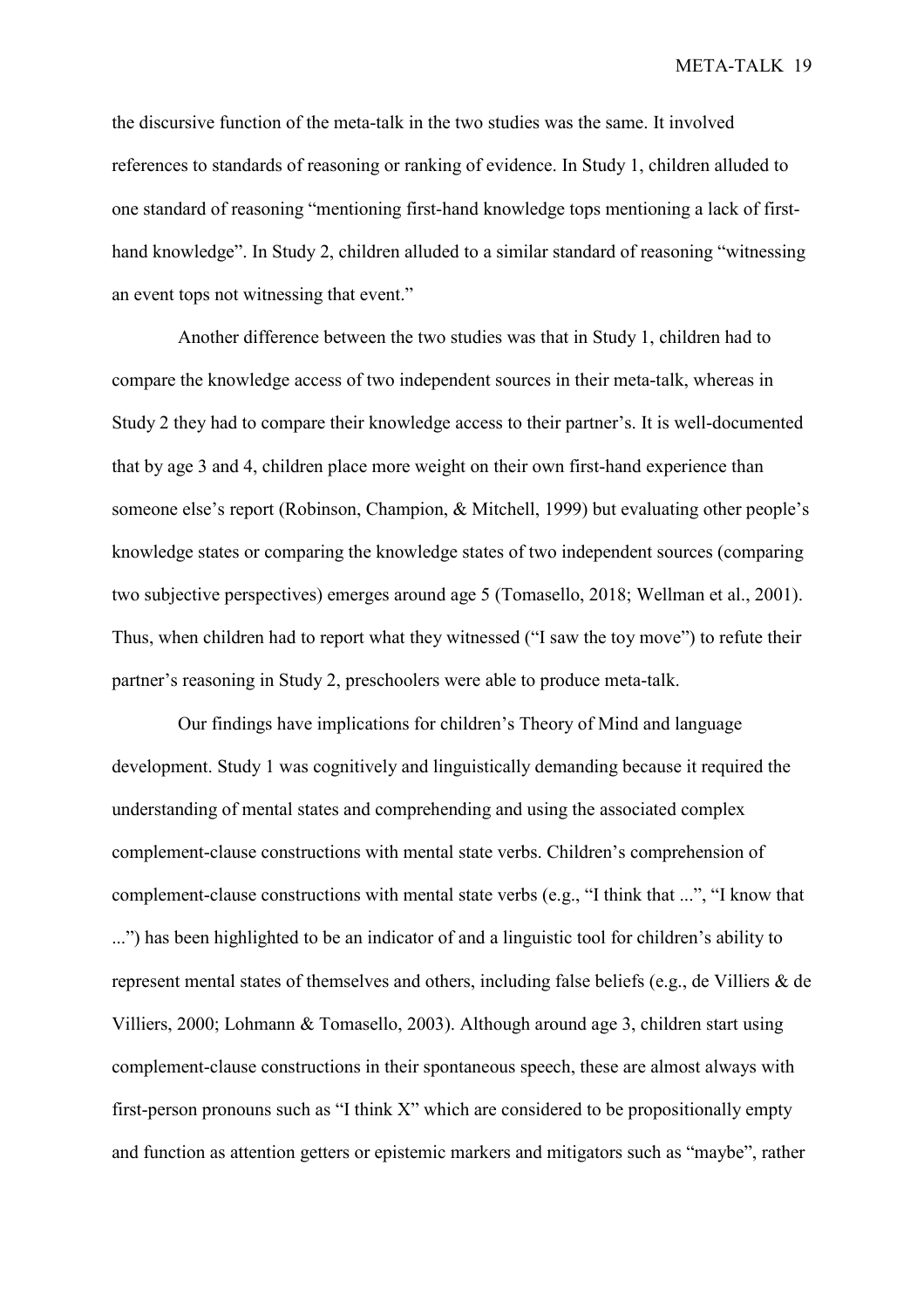the discursive function of the meta-talk in the two studies was the same. It involved references to standards of reasoning or ranking of evidence. In Study 1, children alluded to one standard of reasoning "mentioning first-hand knowledge tops mentioning a lack of first-hand knowledge". In Study 2, children alluded to a similar standard of reasoning "witnessing an event tops not witnessing that event."

Another difference between the two studies was that in Study 1, children had to compare the knowledge access of two independent sources in their meta-talk, whereas in Study 2 they had to compare their knowledge access to their partner's. It is well-documented that by age 3 and 4, children place more weight on their own first-hand experience than someone else's report (Robinson, Champion, & Mitchell, 1999) but evaluating other people's knowledge states or comparing the knowledge states of two independent sources (comparing two subjective perspectives) emerges around age 5 (Tomasello, 2018; Wellman et al., 2001). Thus, when children had to report what they witnessed ("I saw the toy move") to refute their partner's reasoning in Study 2, preschoolers were able to produce meta-talk.

Our findings have implications for children's Theory of Mind and language development. Study 1 was cognitively and linguistically demanding because it required the understanding of mental states and comprehending and using the associated complex complement-clause constructions with mental state verbs. Children's comprehension of complement-clause constructions with mental state verbs (e.g., "I think that ...", "I know that ...") has been highlighted to be an indicator of and a linguistic tool for children's ability to represent mental states of themselves and others, including false beliefs (e.g., de Villiers & de Villiers, 2000; Lohmann & Tomasello, 2003). Although around age 3, children start using complement-clause constructions in their spontaneous speech, these are almost always with first-person pronouns such as "I think X" which are considered to be propositionally empty and function as attention getters or epistemic markers and mitigators such as "maybe", rather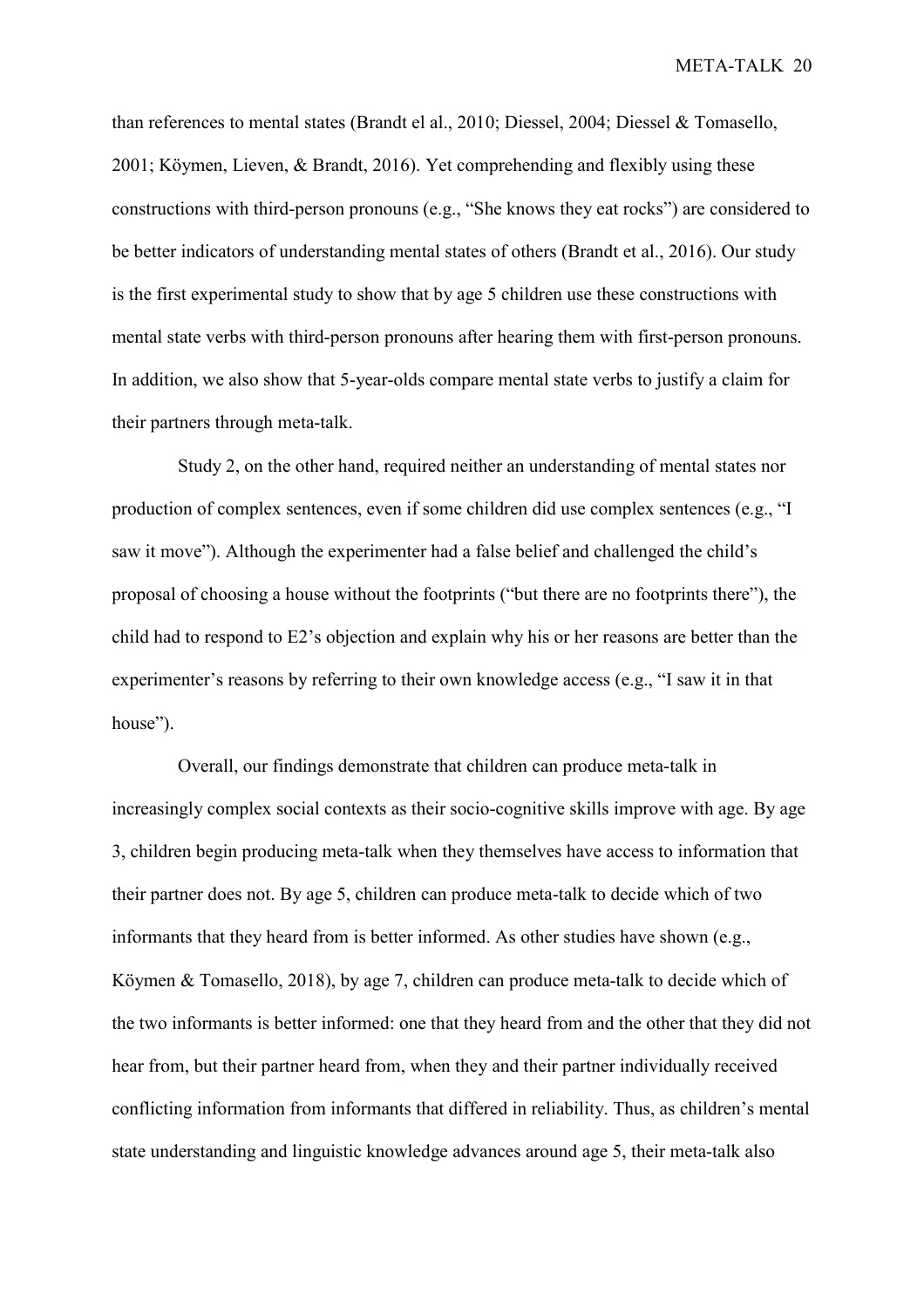than references to mental states (Brandt el al., 2010; Diessel, 2004; Diessel & Tomasello, 2001; Köymen, Lieven, & Brandt, 2016). Yet comprehending and flexibly using these constructions with third-person pronouns (e.g., "She knows they eat rocks") are considered to be better indicators of understanding mental states of others (Brandt et al., 2016). Our study is the first experimental study to show that by age 5 children use these constructions with mental state verbs with third-person pronouns after hearing them with first-person pronouns. In addition, we also show that 5-year-olds compare mental state verbs to justify a claim for their partners through meta-talk.

Study 2, on the other hand, required neither an understanding of mental states nor production of complex sentences, even if some children did use complex sentences (e.g., "I saw it move"). Although the experimenter had a false belief and challenged the child's proposal of choosing a house without the footprints ("but there are no footprints there"), the child had to respond to E2's objection and explain why his or her reasons are better than the experimenter's reasons by referring to their own knowledge access (e.g., "I saw it in that house").

Overall, our findings demonstrate that children can produce meta-talk in increasingly complex social contexts as their socio-cognitive skills improve with age. By age 3, children begin producing meta-talk when they themselves have access to information that their partner does not. By age 5, children can produce meta-talk to decide which of two informants that they heard from is better informed. As other studies have shown (e.g., Köymen & Tomasello, 2018), by age 7, children can produce meta-talk to decide which of the two informants is better informed: one that they heard from and the other that they did not hear from, but their partner heard from, when they and their partner individually received conflicting information from informants that differed in reliability. Thus, as children's mental state understanding and linguistic knowledge advances around age 5, their meta-talk also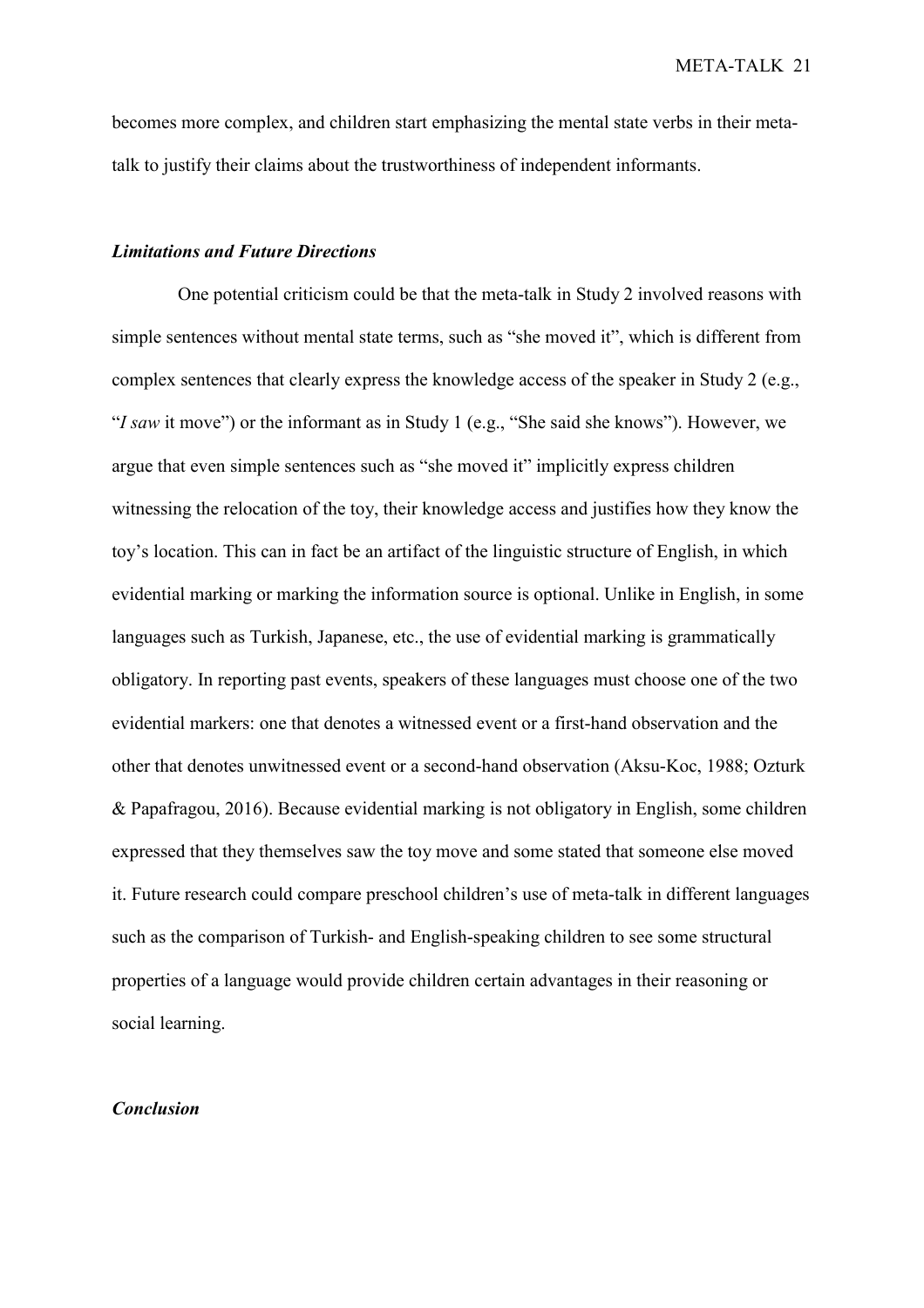becomes more complex, and children start emphasizing the mental state verbs in their meta-talk to justify their claims about the trustworthiness of independent informants.

### *Limitations and Future Directions*

One potential criticism could be that the meta-talk in Study 2 involved reasons with simple sentences without mental state terms, such as "she moved it", which is different from complex sentences that clearly express the knowledge access of the speaker in Study 2 (e.g., "*I saw* it move") or the informant as in Study 1 (e.g., "She said she knows"). However, we argue that even simple sentences such as "she moved it" implicitly express children witnessing the relocation of the toy, their knowledge access and justifies how they know the toy's location. This can in fact be an artifact of the linguistic structure of English, in which evidential marking or marking the information source is optional. Unlike in English, in some languages such as Turkish, Japanese, etc., the use of evidential marking is grammatically obligatory. In reporting past events, speakers of these languages must choose one of the two evidential markers: one that denotes a witnessed event or a first-hand observation and the other that denotes unwitnessed event or a second-hand observation (Aksu-Koc, 1988; Ozturk & Papafragou, 2016). Because evidential marking is not obligatory in English, some children expressed that they themselves saw the toy move and some stated that someone else moved it. Future research could compare preschool children's use of meta-talk in different languages such as the comparison of Turkish- and English-speaking children to see some structural properties of a language would provide children certain advantages in their reasoning or social learning.

### *Conclusion*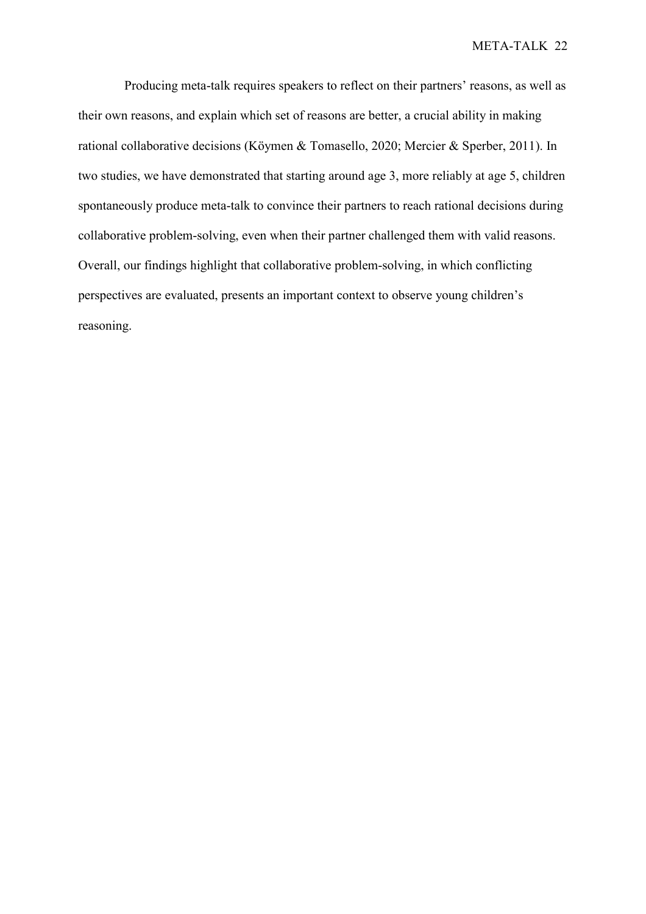Producing meta-talk requires speakers to reflect on their partners' reasons, as well as their own reasons, and explain which set of reasons are better, a crucial ability in making rational collaborative decisions (Köymen & Tomasello, 2020; Mercier & Sperber, 2011). In two studies, we have demonstrated that starting around age 3, more reliably at age 5, children spontaneously produce meta-talk to convince their partners to reach rational decisions during collaborative problem-solving, even when their partner challenged them with valid reasons. Overall, our findings highlight that collaborative problem-solving, in which conflicting perspectives are evaluated, presents an important context to observe young children's reasoning.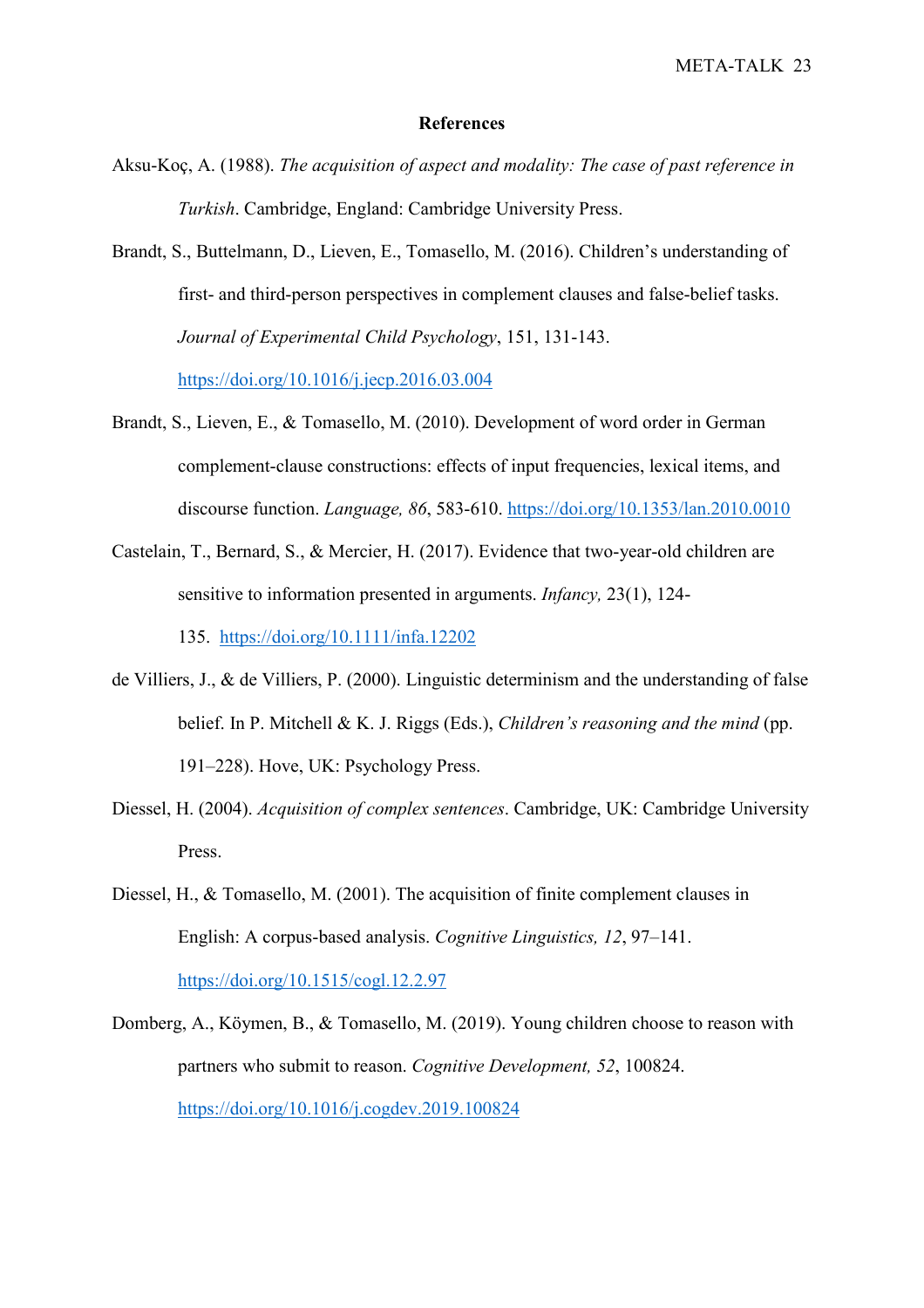**References**

Aksu-Koç, A. (1988). *The acquisition of aspect and modality: The case of past reference in Turkish*. Cambridge, England: Cambridge University Press.

Brandt, S., Buttelmann, D., Lieven, E., Tomasello, M. (2016). Children's understanding of first- and third-person perspectives in complement clauses and false-belief tasks. *Journal of Experimental Child Psychology*, 151, 131-143. https://doi.org/10.1016/j.jecp.2016.03.004

Brandt, S., Lieven, E., & Tomasello, M. (2010). Development of word order in German complement-clause constructions: effects of input frequencies, lexical items, and discourse function. *Language, 86*, 583-610. https://doi.org/10.1353/lan.2010.0010

Castelain, T., Bernard, S., & Mercier, H. (2017). Evidence that two-year-old children are sensitive to information presented in arguments. *Infancy,* 23(1), 124-135. https://doi.org/10.1111/infa.12202

de Villiers, J., & de Villiers, P. (2000). Linguistic determinism and the understanding of false belief. In P. Mitchell & K. J. Riggs (Eds.), *Children's reasoning and the mind* (pp. 191–228). Hove, UK: Psychology Press.

Diessel, H. (2004). *Acquisition of complex sentences*. Cambridge, UK: Cambridge University Press.

Diessel, H., & Tomasello, M. (2001). The acquisition of finite complement clauses in English: A corpus-based analysis. *Cognitive Linguistics, 12*, 97–141. https://doi.org/10.1515/cogl.12.2.97

Domberg, A., Köymen, B., & Tomasello, M. (2019). Young children choose to reason with partners who submit to reason. *Cognitive Development, 52*, 100824. https://doi.org/10.1016/j.cogdev.2019.100824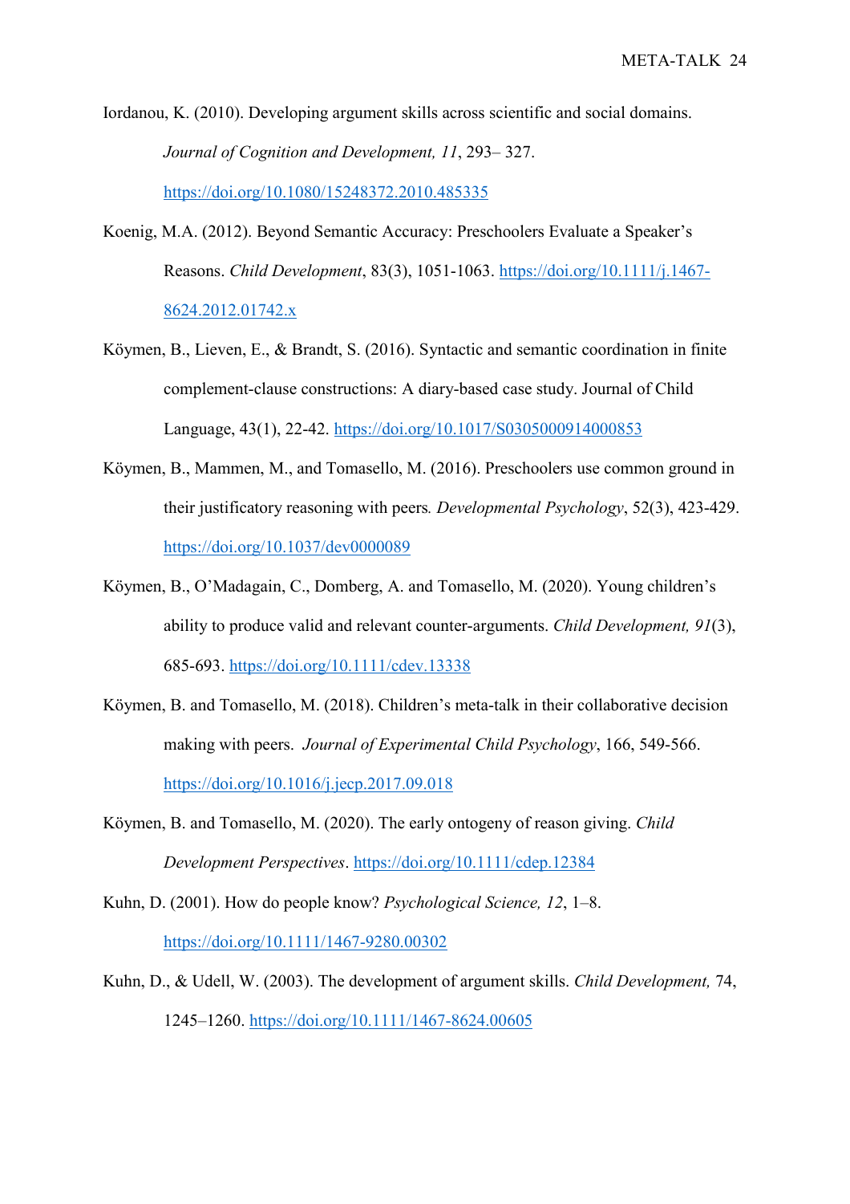Iordanou, K. (2010). Developing argument skills across scientific and social domains. *Journal of Cognition and Development, 11*, 293– 327. https://doi.org/10.1080/15248372.2010.485335

Koenig, M.A. (2012). Beyond Semantic Accuracy: Preschoolers Evaluate a Speaker's Reasons. *Child Development*, 83(3), 1051-1063. https://doi.org/10.1111/j.1467-8624.2012.01742.x

Köymen, B., Lieven, E., & Brandt, S. (2016). Syntactic and semantic coordination in finite complement-clause constructions: A diary-based case study. Journal of Child Language, 43(1), 22-42. https://doi.org/10.1017/S0305000914000853

Köymen, B., Mammen, M., and Tomasello, M. (2016). Preschoolers use common ground in their justificatory reasoning with peers*. Developmental Psychology*, 52(3), 423-429. https://doi.org/10.1037/dev0000089

Köymen, B., O'Madagain, C., Domberg, A. and Tomasello, M. (2020). Young children's ability to produce valid and relevant counter-arguments. *Child Development, 91*(3), 685-693. https://doi.org/10.1111/cdev.13338

Köymen, B. and Tomasello, M. (2018). Children's meta-talk in their collaborative decision making with peers. *Journal of Experimental Child Psychology*, 166, 549-566. https://doi.org/10.1016/j.jecp.2017.09.018

Köymen, B. and Tomasello, M. (2020). The early ontogeny of reason giving. *Child Development Perspectives*. https://doi.org/10.1111/cdep.12384

Kuhn, D. (2001). How do people know? *Psychological Science, 12*, 1–8. https://doi.org/10.1111/1467-9280.00302

Kuhn, D., & Udell, W. (2003). The development of argument skills. *Child Development,* 74, 1245–1260. https://doi.org/10.1111/1467-8624.00605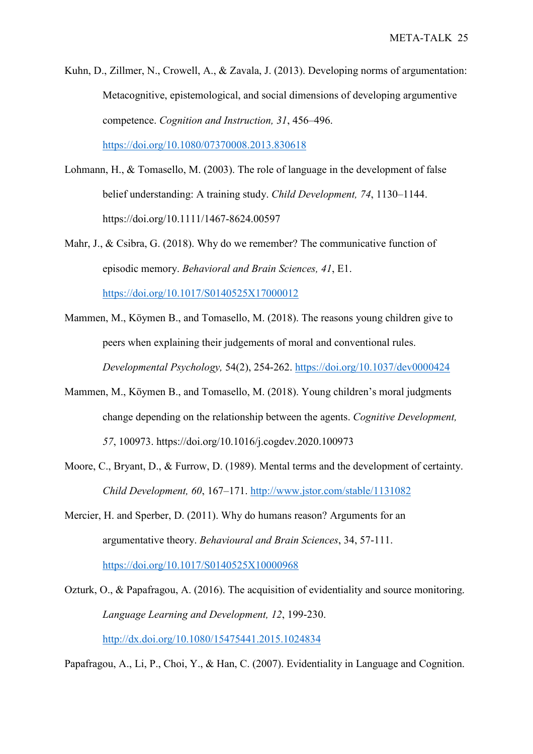Kuhn, D., Zillmer, N., Crowell, A., & Zavala, J. (2013). Developing norms of argumentation: Metacognitive, epistemological, and social dimensions of developing argumentive competence. *Cognition and Instruction, 31*, 456–496. https://doi.org/10.1080/07370008.2013.830618

Lohmann, H., & Tomasello, M. (2003). The role of language in the development of false belief understanding: A training study. *Child Development, 74*, 1130–1144. https://doi.org/10.1111/1467-8624.00597

Mahr, J., & Csibra, G. (2018). Why do we remember? The communicative function of episodic memory. *Behavioral and Brain Sciences, 41*, E1. https://doi.org/10.1017/S0140525X17000012

Mammen, M., Köymen B., and Tomasello, M. (2018). The reasons young children give to peers when explaining their judgements of moral and conventional rules. *Developmental Psychology,* 54(2), 254-262. https://doi.org/10.1037/dev0000424

Mammen, M., Köymen B., and Tomasello, M. (2018). Young children's moral judgments change depending on the relationship between the agents. *Cognitive Development, 57*, 100973. https://doi.org/10.1016/j.cogdev.2020.100973

Moore, C., Bryant, D., & Furrow, D. (1989). Mental terms and the development of certainty. *Child Development, 60*, 167–171. http://www.jstor.com/stable/1131082

Mercier, H. and Sperber, D. (2011). Why do humans reason? Arguments for an argumentative theory. *Behavioural and Brain Sciences*, 34, 57-111. https://doi.org/10.1017/S0140525X10000968

Ozturk, O., & Papafragou, A. (2016). The acquisition of evidentiality and source monitoring. *Language Learning and Development, 12*, 199-230. http://dx.doi.org/10.1080/15475441.2015.1024834

Papafragou, A., Li, P., Choi, Y., & Han, C. (2007). Evidentiality in Language and Cognition.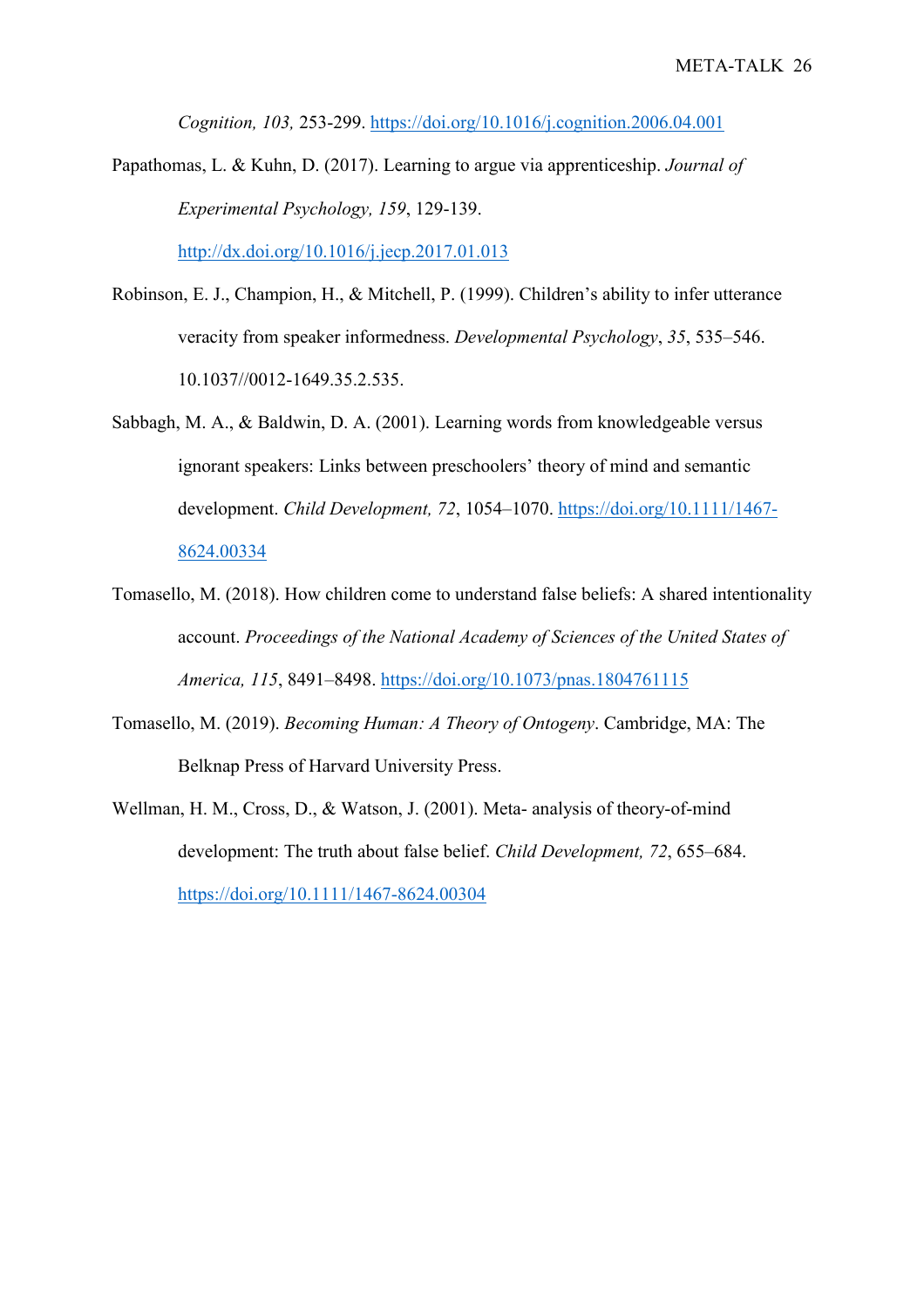*Cognition, 103,* 253-299. https://doi.org/10.1016/j.cognition.2006.04.001

Papathomas, L. & Kuhn, D. (2017). Learning to argue via apprenticeship. *Journal of Experimental Psychology, 159*, 129-139. http://dx.doi.org/10.1016/j.jecp.2017.01.013

Robinson, E. J., Champion, H., & Mitchell, P. (1999). Children's ability to infer utterance veracity from speaker informedness. *Developmental Psychology*, *35*, 535–546. 10.1037//0012-1649.35.2.535.

Sabbagh, M. A., & Baldwin, D. A. (2001). Learning words from knowledgeable versus ignorant speakers: Links between preschoolers' theory of mind and semantic development. *Child Development, 72*, 1054–1070. https://doi.org/10.1111/1467-8624.00334

Tomasello, M. (2018). How children come to understand false beliefs: A shared intentionality account. *Proceedings of the National Academy of Sciences of the United States of America, 115*, 8491–8498. https://doi.org/10.1073/pnas.1804761115

Tomasello, M. (2019). *Becoming Human: A Theory of Ontogeny*. Cambridge, MA: The Belknap Press of Harvard University Press.

Wellman, H. M., Cross, D., & Watson, J. (2001). Meta- analysis of theory-of-mind development: The truth about false belief. *Child Development, 72*, 655–684. https://doi.org/10.1111/1467-8624.00304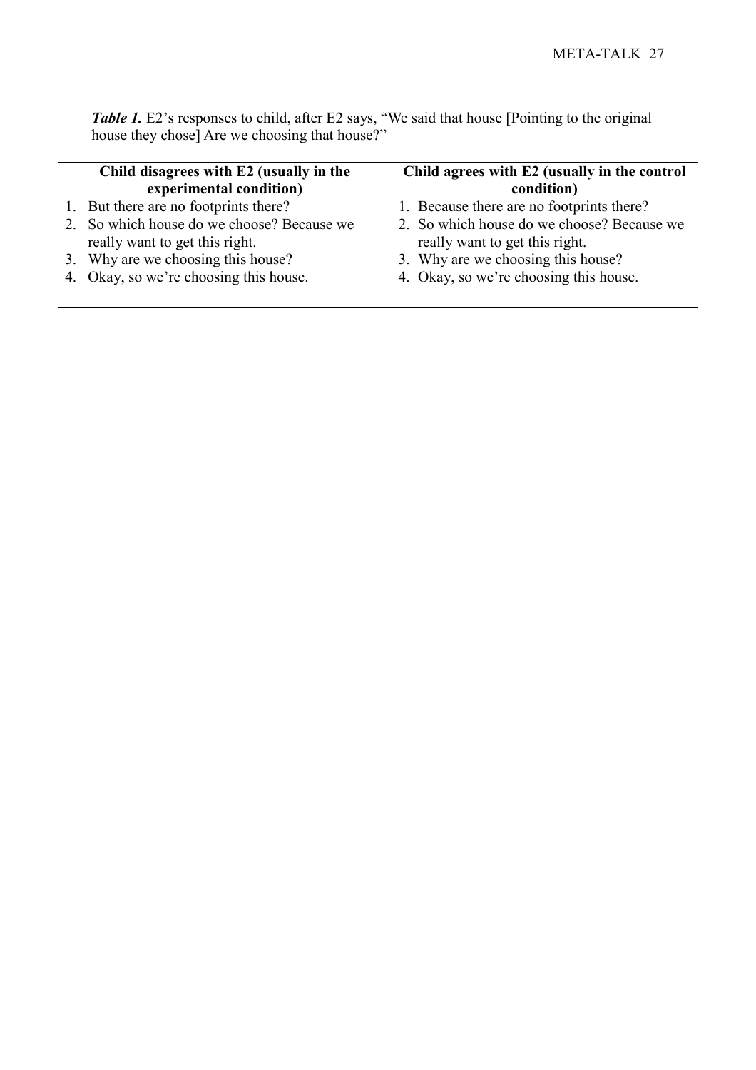***Table 1.*** E2's responses to child, after E2 says, "We said that house [Pointing to the original house they chose] Are we choosing that house?"

| Child disagrees with E2 (usually in the experimental condition) | Child agrees with E2 (usually in the control condition) |
|---|---|
| 1. But there are no footprints there? | 1. Because there are no footprints there? |
| 2. So which house do we choose? Because we really want to get this right. | 2. So which house do we choose? Because we really want to get this right. |
| 3. Why are we choosing this house? | 3. Why are we choosing this house? |
| 4. Okay, so we're choosing this house. | 4. Okay, so we're choosing this house. |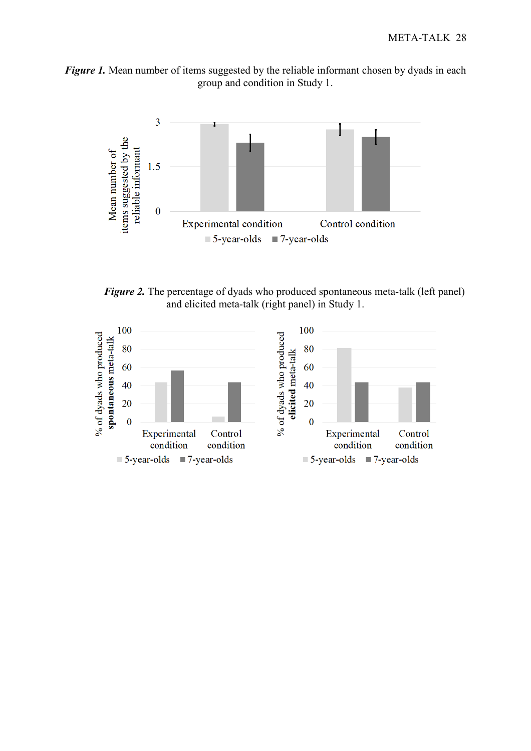***Figure 1.*** Mean number of items suggested by the reliable informant chosen by dyads in each group and condition in Study 1.

***Figure 2.*** The percentage of dyads who produced spontaneous meta-talk (left panel) and elicited meta-talk (right panel) in Study 1.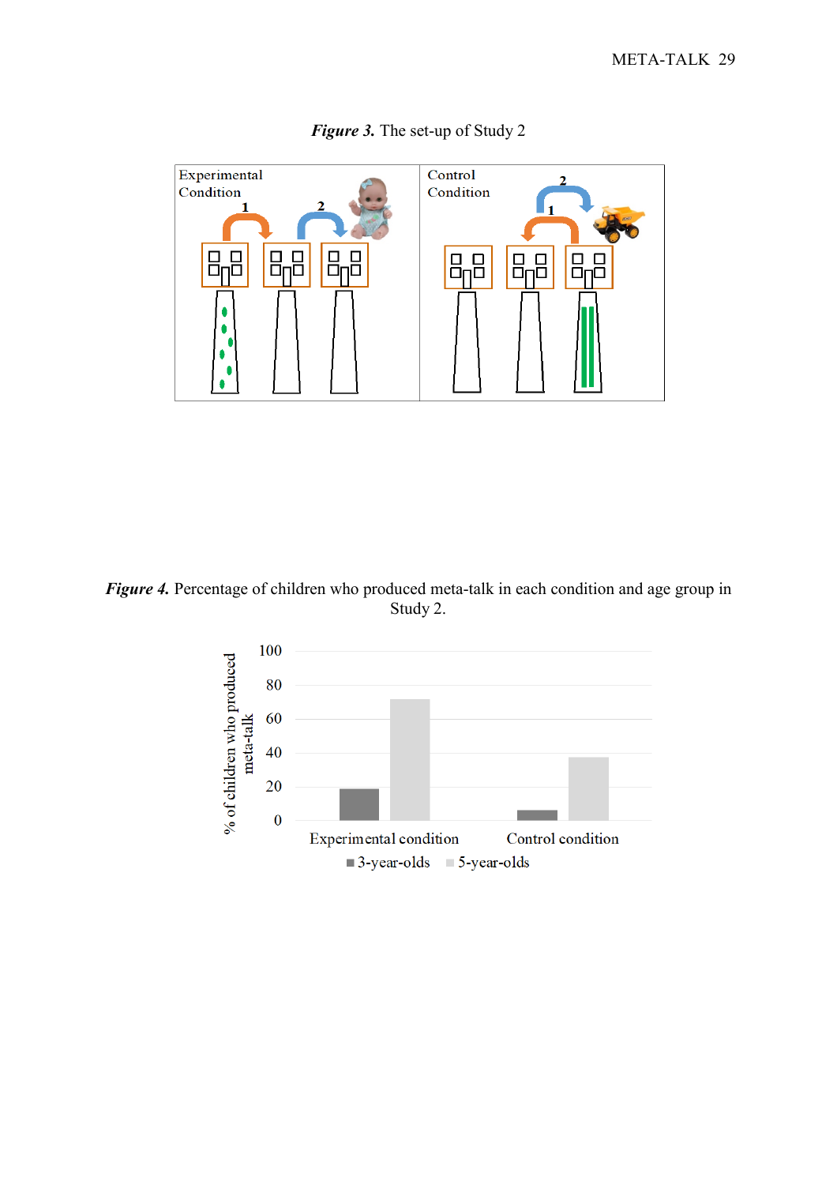***Figure 3.*** The set-up of Study 2

***Figure 4.*** Percentage of children who produced meta-talk in each condition and age group in Study 2.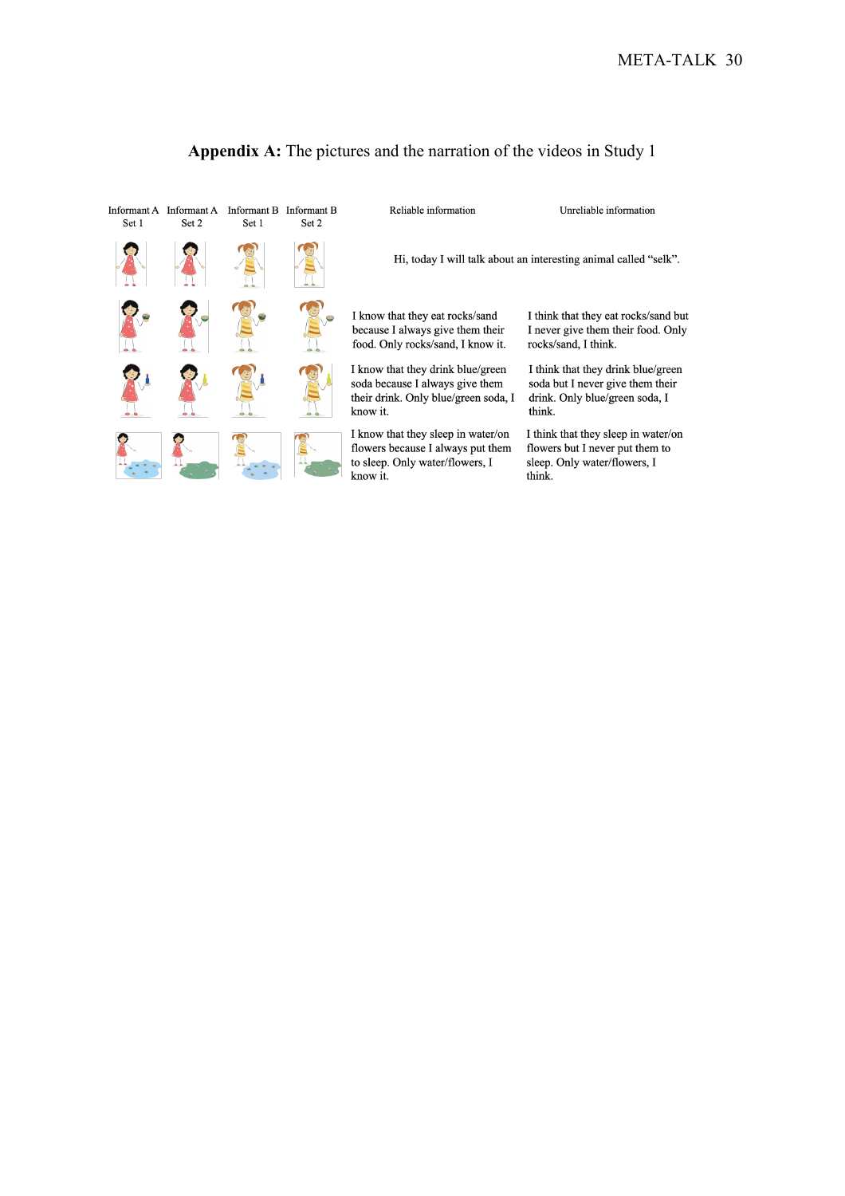**Appendix A:** The pictures and the narration of the videos in Study 1

| Informant A Set 1 | Informant A Set 2 | Informant B Set 1 | Informant B Set 2 | Reliable information | Unreliable information |
|---|---|---|---|---|---|
| | | | | Hi, today I will talk about an interesting animal called "selk". | |
| | | | | I know that they eat rocks/sand because I always give them their food. Only rocks/sand, I know it. | I think that they eat rocks/sand but I never give them their food. Only rocks/sand, I think. |
| | | | | I know that they drink blue/green soda because I always give them their drink. Only blue/green soda, I know it. | I think that they drink blue/green soda but I never give them their drink. Only blue/green soda, I think. |
| | | | | I know that they sleep in water/on flowers because I always put them to sleep. Only water/flowers, I know it. | I think that they sleep in water/on flowers but I never put them to sleep. Only water/flowers, I think. |